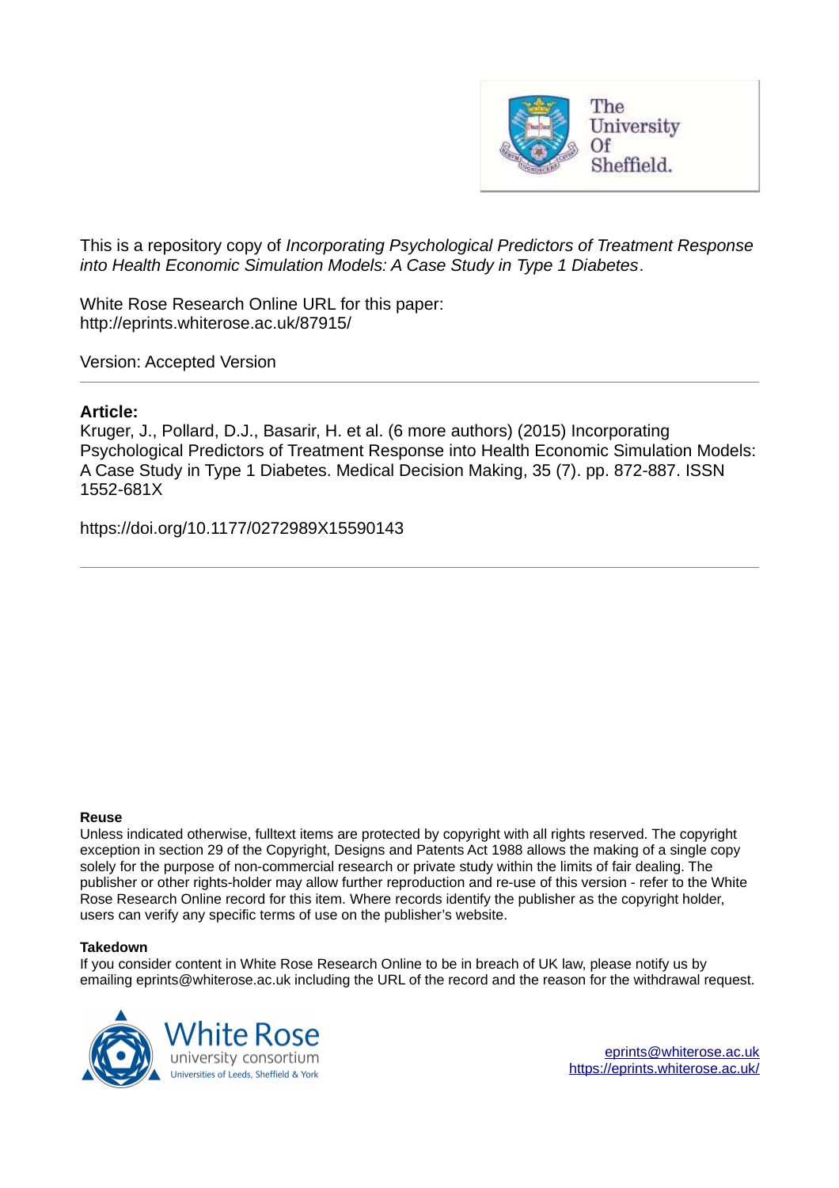This is a repository copy of *Incorporating Psychological Predictors of Treatment Response into Health Economic Simulation Models: A Case Study in Type 1 Diabetes*.

White Rose Research Online URL for this paper:
http://eprints.whiterose.ac.uk/87915/

Version: Accepted Version

---

**Article:**

Kruger, J., Pollard, D.J., Basarir, H. et al. (6 more authors) (2015) Incorporating Psychological Predictors of Treatment Response into Health Economic Simulation Models: A Case Study in Type 1 Diabetes. Medical Decision Making, 35 (7). pp. 872-887. ISSN 1552-681X

https://doi.org/10.1177/0272989X15590143

---

**Reuse**

Unless indicated otherwise, fulltext items are protected by copyright with all rights reserved. The copyright exception in section 29 of the Copyright, Designs and Patents Act 1988 allows the making of a single copy solely for the purpose of non-commercial research or private study within the limits of fair dealing. The publisher or other rights-holder may allow further reproduction and re-use of this version - refer to the White Rose Research Online record for this item. Where records identify the publisher as the copyright holder, users can verify any specific terms of use on the publisher's website.

**Takedown**

If you consider content in White Rose Research Online to be in breach of UK law, please notify us by emailing eprints@whiterose.ac.uk including the URL of the record and the reason for the withdrawal request.

eprints@whiterose.ac.uk
https://eprints.whiterose.ac.uk/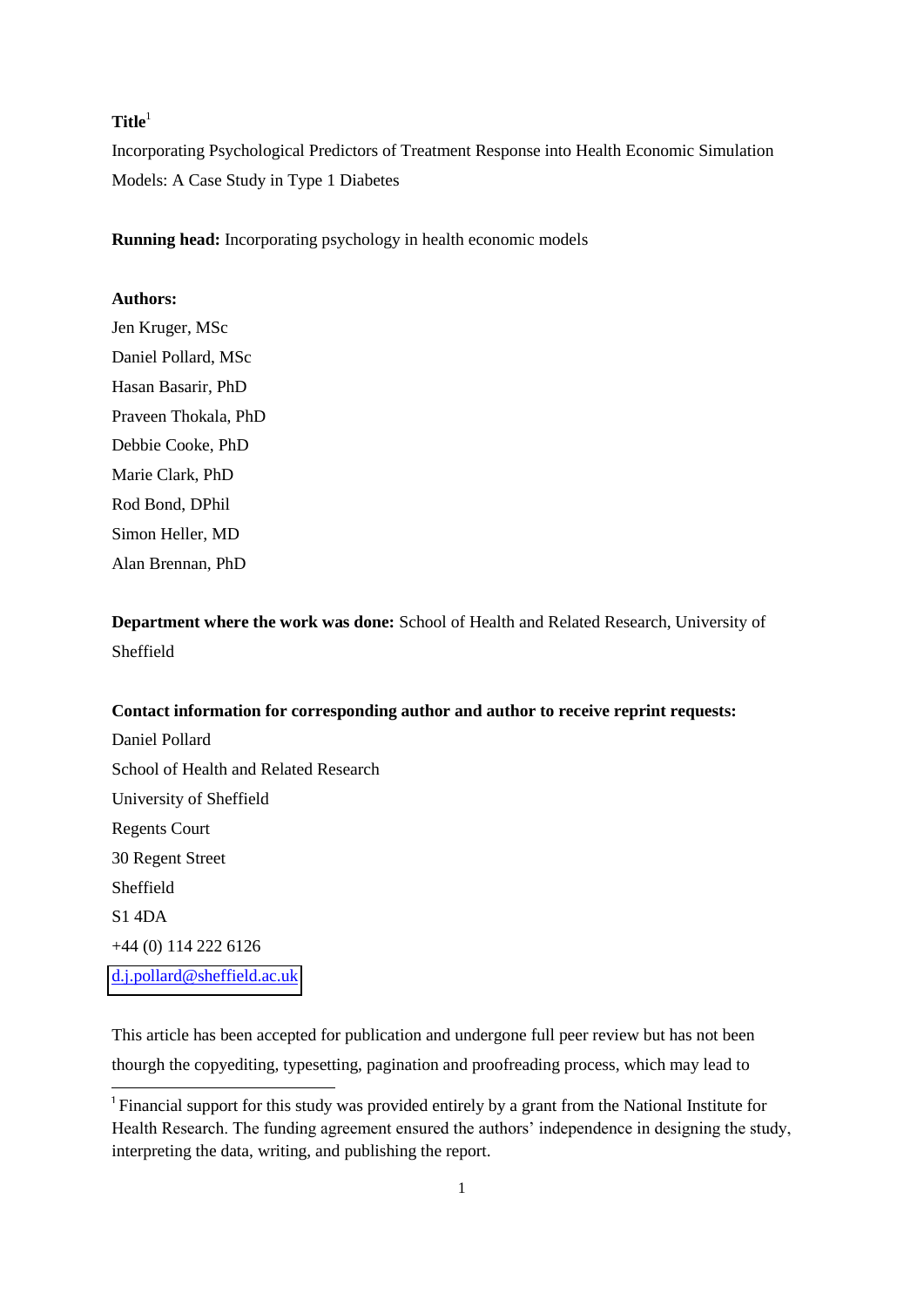**Title**[1]

Incorporating Psychological Predictors of Treatment Response into Health Economic Simulation Models: A Case Study in Type 1 Diabetes

**Running head:** Incorporating psychology in health economic models

**Authors:**

Jen Kruger, MSc

Daniel Pollard, MSc

Hasan Basarir, PhD

Praveen Thokala, PhD

Debbie Cooke, PhD

Marie Clark, PhD

Rod Bond, DPhil

Simon Heller, MD

Alan Brennan, PhD

**Department where the work was done:** School of Health and Related Research, University of Sheffield

**Contact information for corresponding author and author to receive reprint requests:**

Daniel Pollard

School of Health and Related Research

University of Sheffield

Regents Court

30 Regent Street

Sheffield

S1 4DA

+44 (0) 114 222 6126

d.j.pollard@sheffield.ac.uk

This article has been accepted for publication and undergone full peer review but has not been thourgh the copyediting, typesetting, pagination and proofreading process, which may lead to

[1] Financial support for this study was provided entirely by a grant from the National Institute for Health Research. The funding agreement ensured the authors' independence in designing the study, interpreting the data, writing, and publishing the report.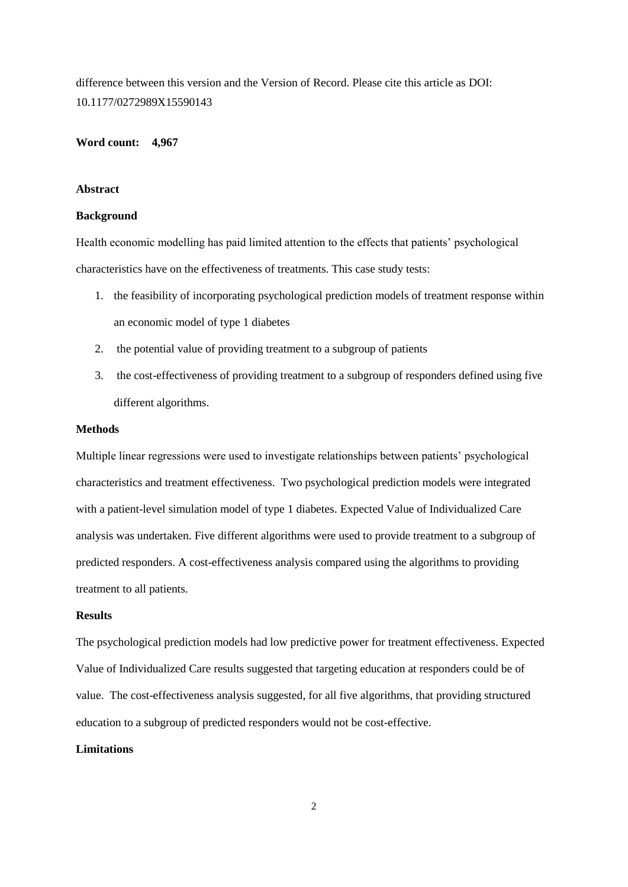difference between this version and the Version of Record. Please cite this article as DOI: 10.1177/0272989X15590143

**Word count: 4,967**

**Abstract**

**Background**

Health economic modelling has paid limited attention to the effects that patients' psychological characteristics have on the effectiveness of treatments. This case study tests:

1. the feasibility of incorporating psychological prediction models of treatment response within an economic model of type 1 diabetes
2. the potential value of providing treatment to a subgroup of patients
3. the cost-effectiveness of providing treatment to a subgroup of responders defined using five different algorithms.

**Methods**

Multiple linear regressions were used to investigate relationships between patients' psychological characteristics and treatment effectiveness. Two psychological prediction models were integrated with a patient-level simulation model of type 1 diabetes. Expected Value of Individualized Care analysis was undertaken. Five different algorithms were used to provide treatment to a subgroup of predicted responders. A cost-effectiveness analysis compared using the algorithms to providing treatment to all patients.

**Results**

The psychological prediction models had low predictive power for treatment effectiveness. Expected Value of Individualized Care results suggested that targeting education at responders could be of value. The cost-effectiveness analysis suggested, for all five algorithms, that providing structured education to a subgroup of predicted responders would not be cost-effective.

**Limitations**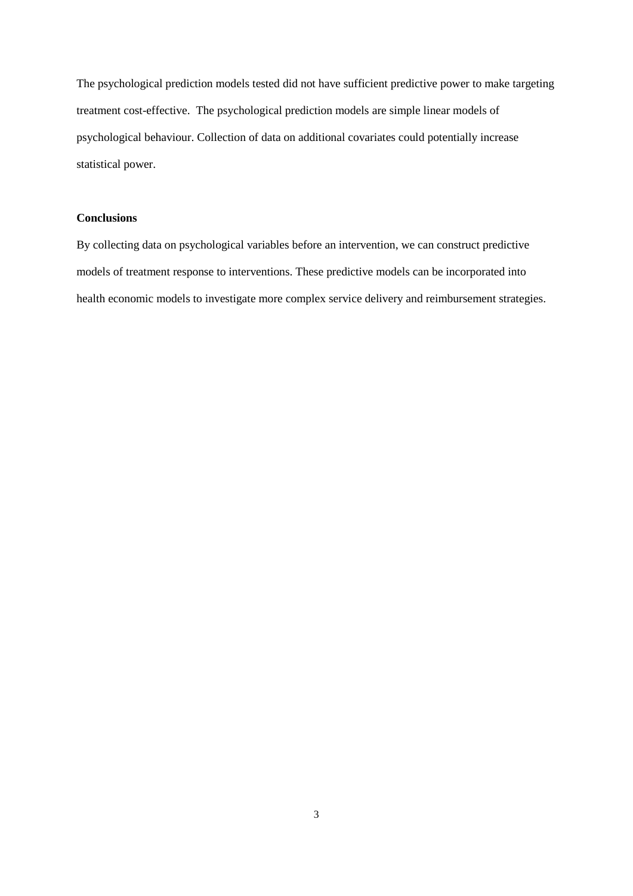The psychological prediction models tested did not have sufficient predictive power to make targeting treatment cost-effective.  The psychological prediction models are simple linear models of psychological behaviour. Collection of data on additional covariates could potentially increase statistical power.

**Conclusions**

By collecting data on psychological variables before an intervention, we can construct predictive models of treatment response to interventions. These predictive models can be incorporated into health economic models to investigate more complex service delivery and reimbursement strategies.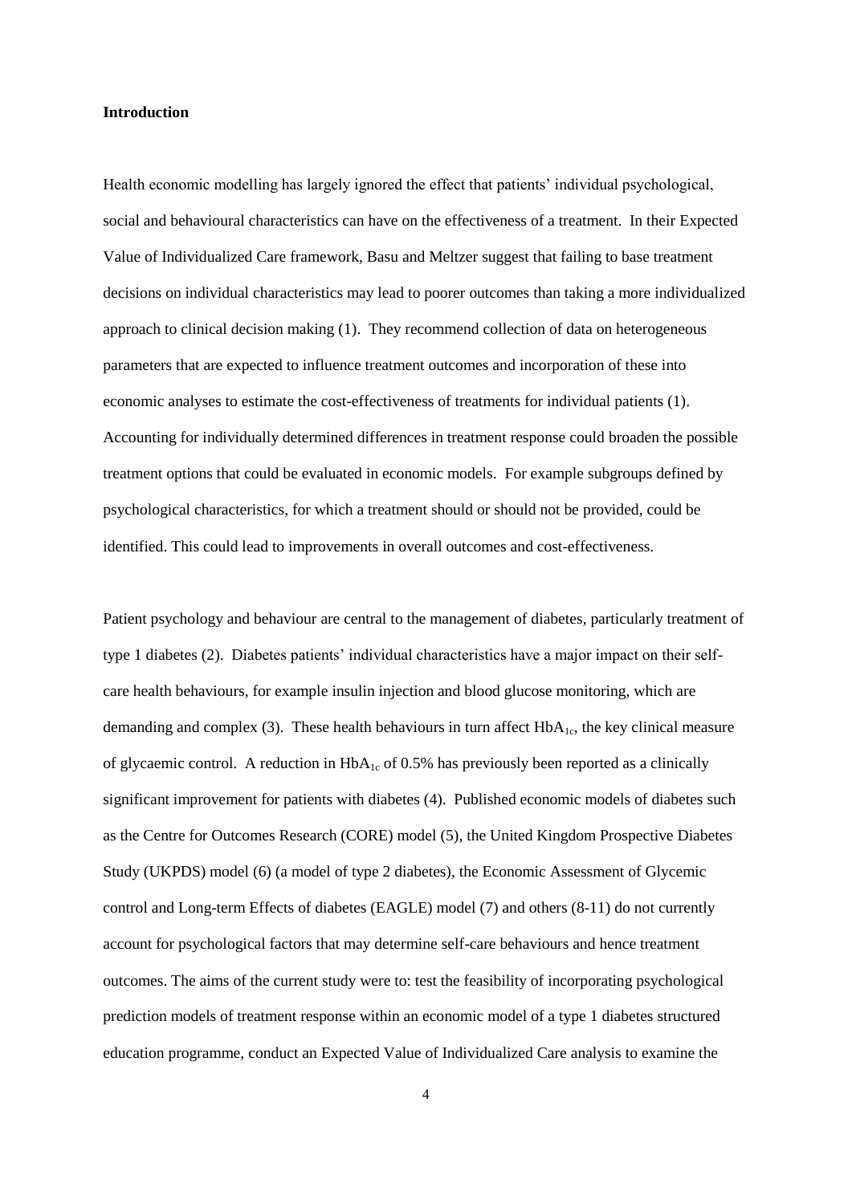## Introduction

Health economic modelling has largely ignored the effect that patients' individual psychological, social and behavioural characteristics can have on the effectiveness of a treatment. In their Expected Value of Individualized Care framework, Basu and Meltzer suggest that failing to base treatment decisions on individual characteristics may lead to poorer outcomes than taking a more individualized approach to clinical decision making (1). They recommend collection of data on heterogeneous parameters that are expected to influence treatment outcomes and incorporation of these into economic analyses to estimate the cost-effectiveness of treatments for individual patients (1). Accounting for individually determined differences in treatment response could broaden the possible treatment options that could be evaluated in economic models. For example subgroups defined by psychological characteristics, for which a treatment should or should not be provided, could be identified. This could lead to improvements in overall outcomes and cost-effectiveness.

Patient psychology and behaviour are central to the management of diabetes, particularly treatment of type 1 diabetes (2). Diabetes patients' individual characteristics have a major impact on their self-care health behaviours, for example insulin injection and blood glucose monitoring, which are demanding and complex (3). These health behaviours in turn affect $HbA_{1c}$, the key clinical measure of glycaemic control. A reduction in $HbA_{1c}$ of 0.5% has previously been reported as a clinically significant improvement for patients with diabetes (4). Published economic models of diabetes such as the Centre for Outcomes Research (CORE) model (5), the United Kingdom Prospective Diabetes Study (UKPDS) model (6) (a model of type 2 diabetes), the Economic Assessment of Glycemic control and Long-term Effects of diabetes (EAGLE) model (7) and others (8-11) do not currently account for psychological factors that may determine self-care behaviours and hence treatment outcomes. The aims of the current study were to: test the feasibility of incorporating psychological prediction models of treatment response within an economic model of a type 1 diabetes structured education programme, conduct an Expected Value of Individualized Care analysis to examine the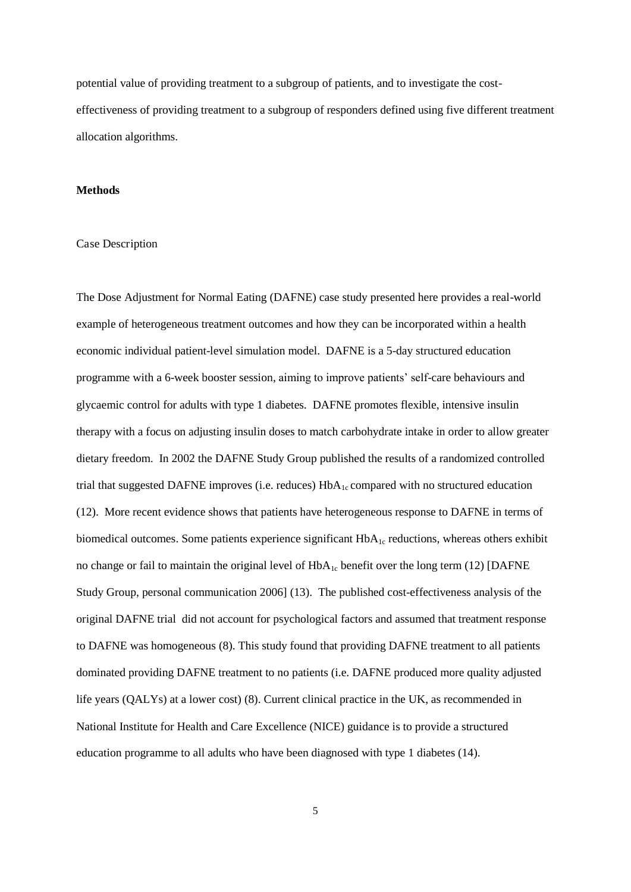potential value of providing treatment to a subgroup of patients, and to investigate the cost-effectiveness of providing treatment to a subgroup of responders defined using five different treatment allocation algorithms.

## Methods

### Case Description

The Dose Adjustment for Normal Eating (DAFNE) case study presented here provides a real-world example of heterogeneous treatment outcomes and how they can be incorporated within a health economic individual patient-level simulation model. DAFNE is a 5-day structured education programme with a 6-week booster session, aiming to improve patients' self-care behaviours and glycaemic control for adults with type 1 diabetes. DAFNE promotes flexible, intensive insulin therapy with a focus on adjusting insulin doses to match carbohydrate intake in order to allow greater dietary freedom. In 2002 the DAFNE Study Group published the results of a randomized controlled trial that suggested DAFNE improves (i.e. reduces) $HbA_{1c}$ compared with no structured education (12). More recent evidence shows that patients have heterogeneous response to DAFNE in terms of biomedical outcomes. Some patients experience significant $HbA_{1c}$ reductions, whereas others exhibit no change or fail to maintain the original level of $HbA_{1c}$ benefit over the long term (12) [DAFNE Study Group, personal communication 2006] (13). The published cost-effectiveness analysis of the original DAFNE trial did not account for psychological factors and assumed that treatment response to DAFNE was homogeneous (8). This study found that providing DAFNE treatment to all patients dominated providing DAFNE treatment to no patients (i.e. DAFNE produced more quality adjusted life years (QALYs) at a lower cost) (8). Current clinical practice in the UK, as recommended in National Institute for Health and Care Excellence (NICE) guidance is to provide a structured education programme to all adults who have been diagnosed with type 1 diabetes (14).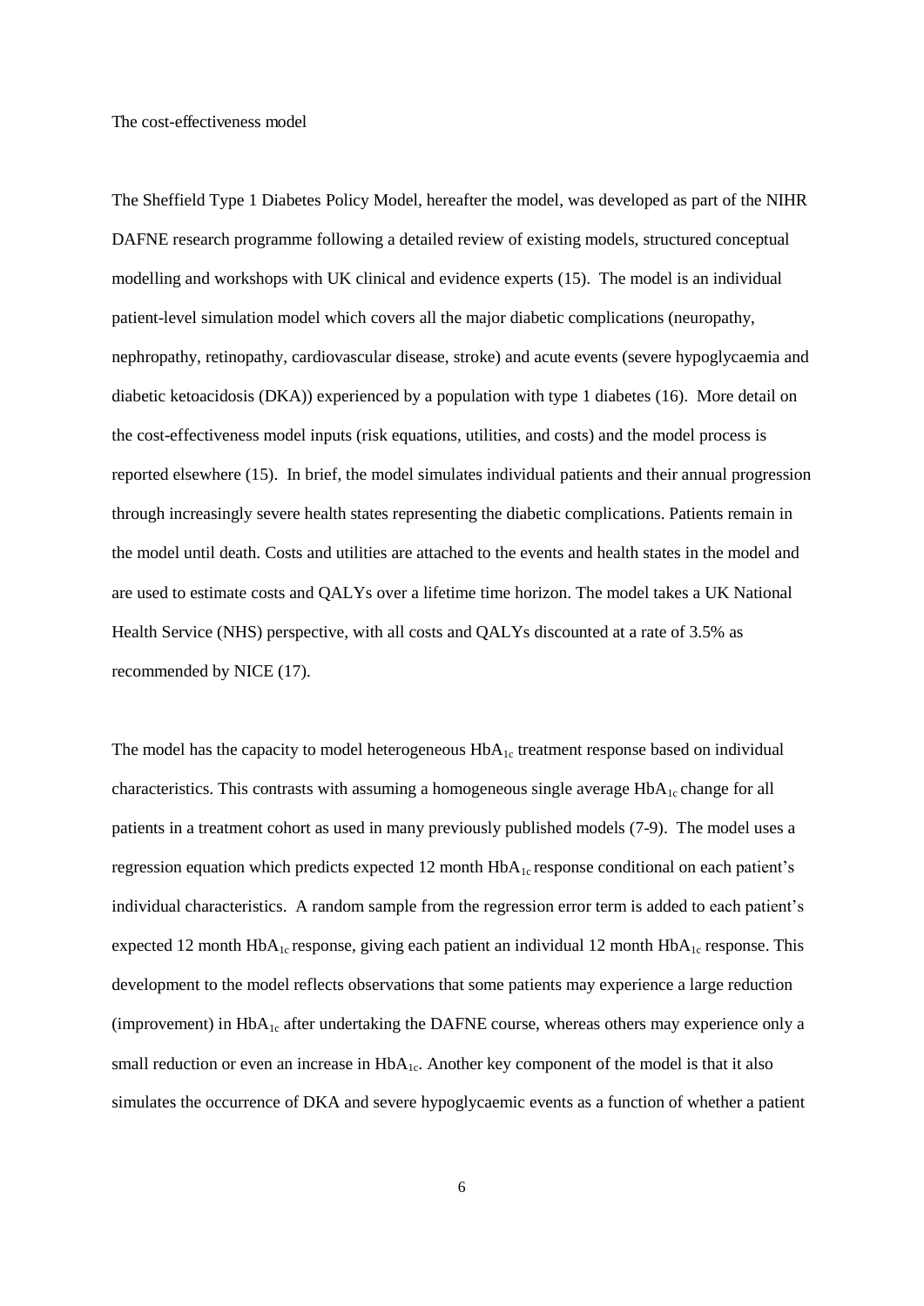The cost-effectiveness model

The Sheffield Type 1 Diabetes Policy Model, hereafter the model, was developed as part of the NIHR DAFNE research programme following a detailed review of existing models, structured conceptual modelling and workshops with UK clinical and evidence experts (15). The model is an individual patient-level simulation model which covers all the major diabetic complications (neuropathy, nephropathy, retinopathy, cardiovascular disease, stroke) and acute events (severe hypoglycaemia and diabetic ketoacidosis (DKA)) experienced by a population with type 1 diabetes (16). More detail on the cost-effectiveness model inputs (risk equations, utilities, and costs) and the model process is reported elsewhere (15). In brief, the model simulates individual patients and their annual progression through increasingly severe health states representing the diabetic complications. Patients remain in the model until death. Costs and utilities are attached to the events and health states in the model and are used to estimate costs and QALYs over a lifetime time horizon. The model takes a UK National Health Service (NHS) perspective, with all costs and QALYs discounted at a rate of 3.5% as recommended by NICE (17).

The model has the capacity to model heterogeneous $HbA_{1c}$ treatment response based on individual characteristics. This contrasts with assuming a homogeneous single average $HbA_{1c}$ change for all patients in a treatment cohort as used in many previously published models (7-9). The model uses a regression equation which predicts expected 12 month $HbA_{1c}$ response conditional on each patient's individual characteristics. A random sample from the regression error term is added to each patient's expected 12 month $HbA_{1c}$ response, giving each patient an individual 12 month $HbA_{1c}$ response. This development to the model reflects observations that some patients may experience a large reduction (improvement) in $HbA_{1c}$ after undertaking the DAFNE course, whereas others may experience only a small reduction or even an increase in $HbA_{1c}$. Another key component of the model is that it also simulates the occurrence of DKA and severe hypoglycaemic events as a function of whether a patient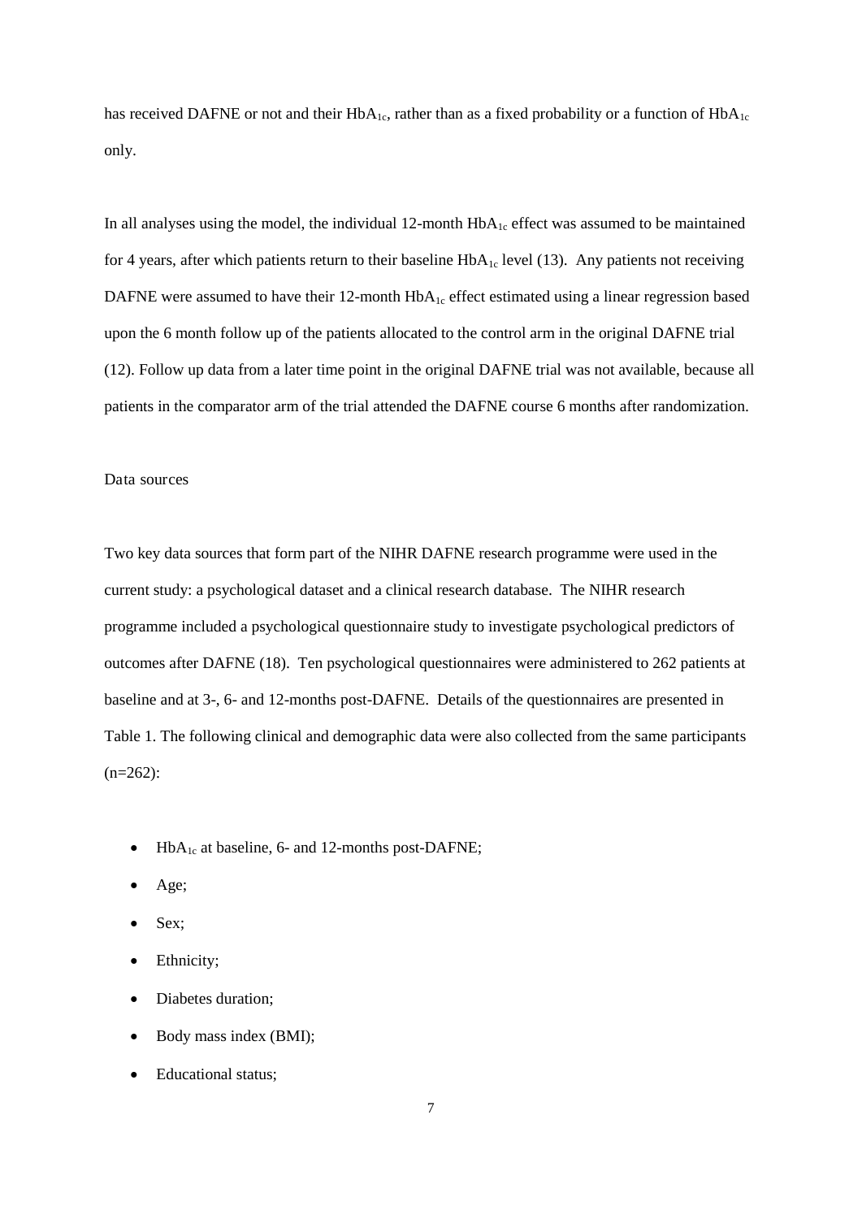has received DAFNE or not and their $HbA_{1c}$, rather than as a fixed probability or a function of $HbA_{1c}$ only.

In all analyses using the model, the individual 12-month $HbA_{1c}$ effect was assumed to be maintained for 4 years, after which patients return to their baseline $HbA_{1c}$ level (13). Any patients not receiving DAFNE were assumed to have their 12-month $HbA_{1c}$ effect estimated using a linear regression based upon the 6 month follow up of the patients allocated to the control arm in the original DAFNE trial (12). Follow up data from a later time point in the original DAFNE trial was not available, because all patients in the comparator arm of the trial attended the DAFNE course 6 months after randomization.

### Data sources

Two key data sources that form part of the NIHR DAFNE research programme were used in the current study: a psychological dataset and a clinical research database. The NIHR research programme included a psychological questionnaire study to investigate psychological predictors of outcomes after DAFNE (18). Ten psychological questionnaires were administered to 262 patients at baseline and at 3-, 6- and 12-months post-DAFNE. Details of the questionnaires are presented in Table 1. The following clinical and demographic data were also collected from the same participants (n=262):

- $HbA_{1c}$ at baseline, 6- and 12-months post-DAFNE;
- Age;
- Sex;
- Ethnicity;
- Diabetes duration;
- Body mass index (BMI);
- Educational status;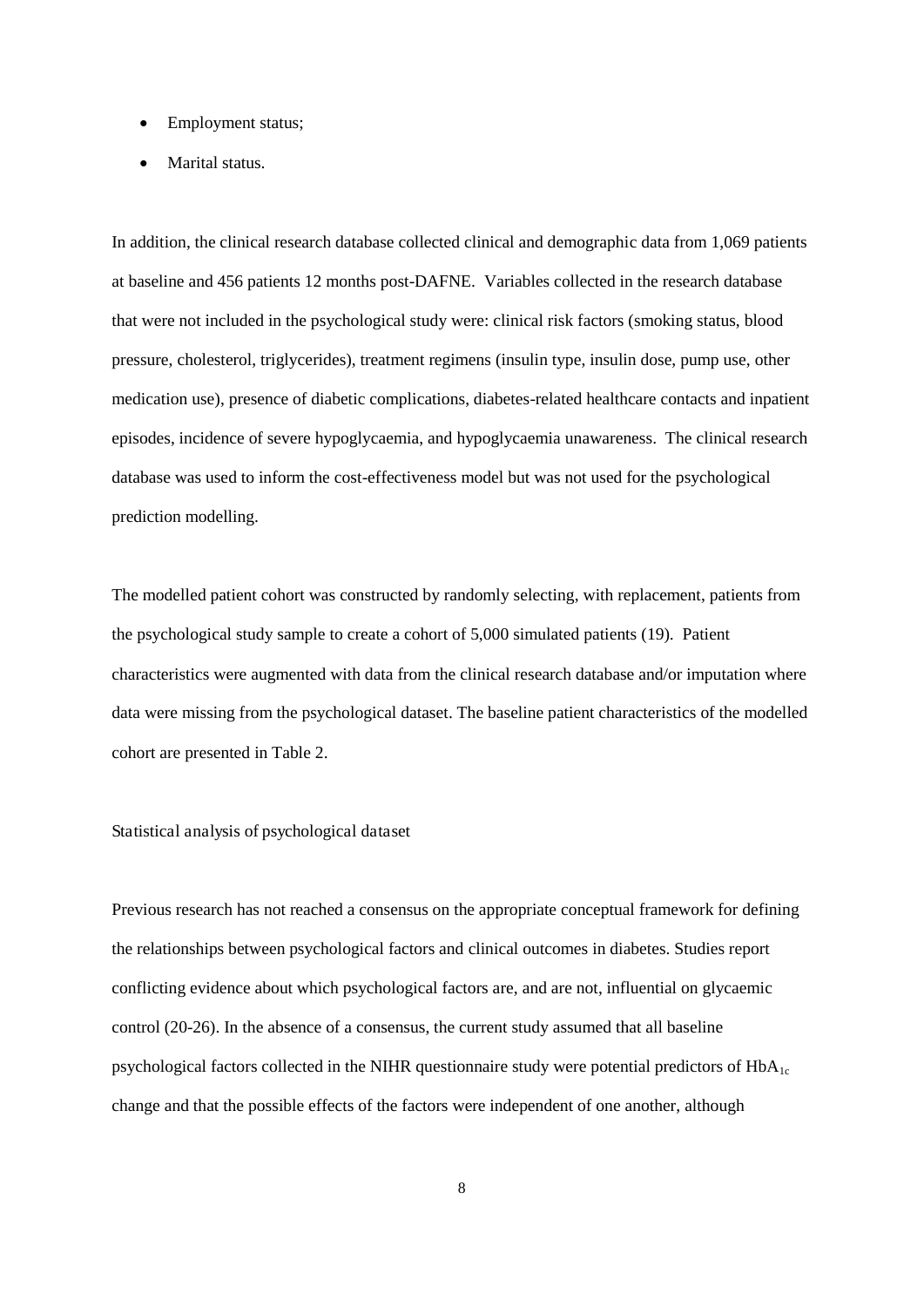- Employment status;
- Marital status.

In addition, the clinical research database collected clinical and demographic data from 1,069 patients at baseline and 456 patients 12 months post-DAFNE. Variables collected in the research database that were not included in the psychological study were: clinical risk factors (smoking status, blood pressure, cholesterol, triglycerides), treatment regimens (insulin type, insulin dose, pump use, other medication use), presence of diabetic complications, diabetes-related healthcare contacts and inpatient episodes, incidence of severe hypoglycaemia, and hypoglycaemia unawareness. The clinical research database was used to inform the cost-effectiveness model but was not used for the psychological prediction modelling.

The modelled patient cohort was constructed by randomly selecting, with replacement, patients from the psychological study sample to create a cohort of 5,000 simulated patients (19). Patient characteristics were augmented with data from the clinical research database and/or imputation where data were missing from the psychological dataset. The baseline patient characteristics of the modelled cohort are presented in Table 2.

### Statistical analysis of psychological dataset

Previous research has not reached a consensus on the appropriate conceptual framework for defining the relationships between psychological factors and clinical outcomes in diabetes. Studies report conflicting evidence about which psychological factors are, and are not, influential on glycaemic control (20-26). In the absence of a consensus, the current study assumed that all baseline psychological factors collected in the NIHR questionnaire study were potential predictors of $HbA_{1c}$ change and that the possible effects of the factors were independent of one another, although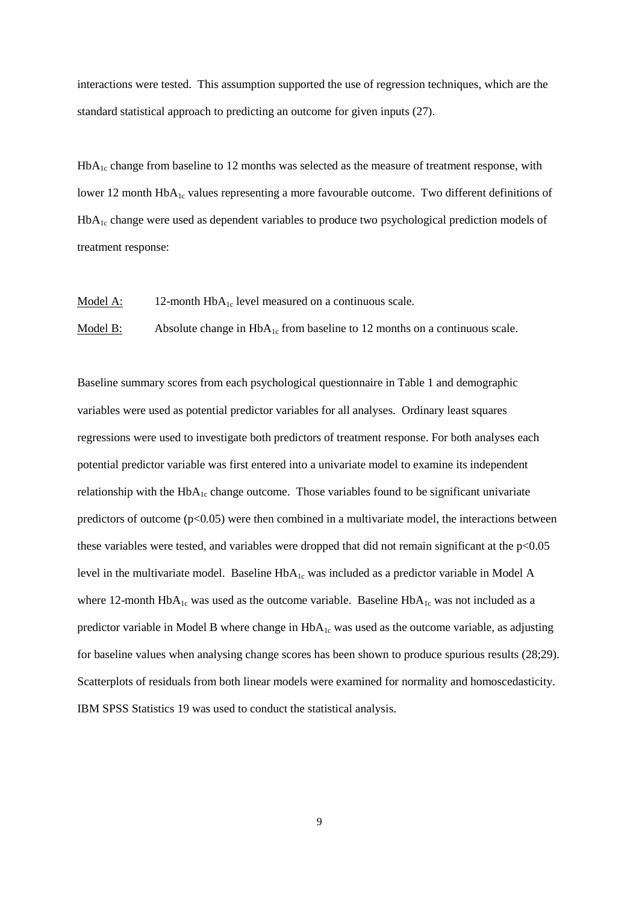interactions were tested. This assumption supported the use of regression techniques, which are the standard statistical approach to predicting an outcome for given inputs (27).

$HbA_{1c}$ change from baseline to 12 months was selected as the measure of treatment response, with lower 12 month $HbA_{1c}$ values representing a more favourable outcome. Two different definitions of $HbA_{1c}$ change were used as dependent variables to produce two psychological prediction models of treatment response:

Model A: 12-month $HbA_{1c}$ level measured on a continuous scale.

Model B: Absolute change in $HbA_{1c}$ from baseline to 12 months on a continuous scale.

Baseline summary scores from each psychological questionnaire in Table 1 and demographic variables were used as potential predictor variables for all analyses. Ordinary least squares regressions were used to investigate both predictors of treatment response. For both analyses each potential predictor variable was first entered into a univariate model to examine its independent relationship with the $HbA_{1c}$ change outcome. Those variables found to be significant univariate predictors of outcome ($p<0.05$) were then combined in a multivariate model, the interactions between these variables were tested, and variables were dropped that did not remain significant at the $p<0.05$ level in the multivariate model. Baseline $HbA_{1c}$ was included as a predictor variable in Model A where 12-month $HbA_{1c}$ was used as the outcome variable. Baseline $HbA_{1c}$ was not included as a predictor variable in Model B where change in $HbA_{1c}$ was used as the outcome variable, as adjusting for baseline values when analysing change scores has been shown to produce spurious results (28;29). Scatterplots of residuals from both linear models were examined for normality and homoscedasticity. IBM SPSS Statistics 19 was used to conduct the statistical analysis.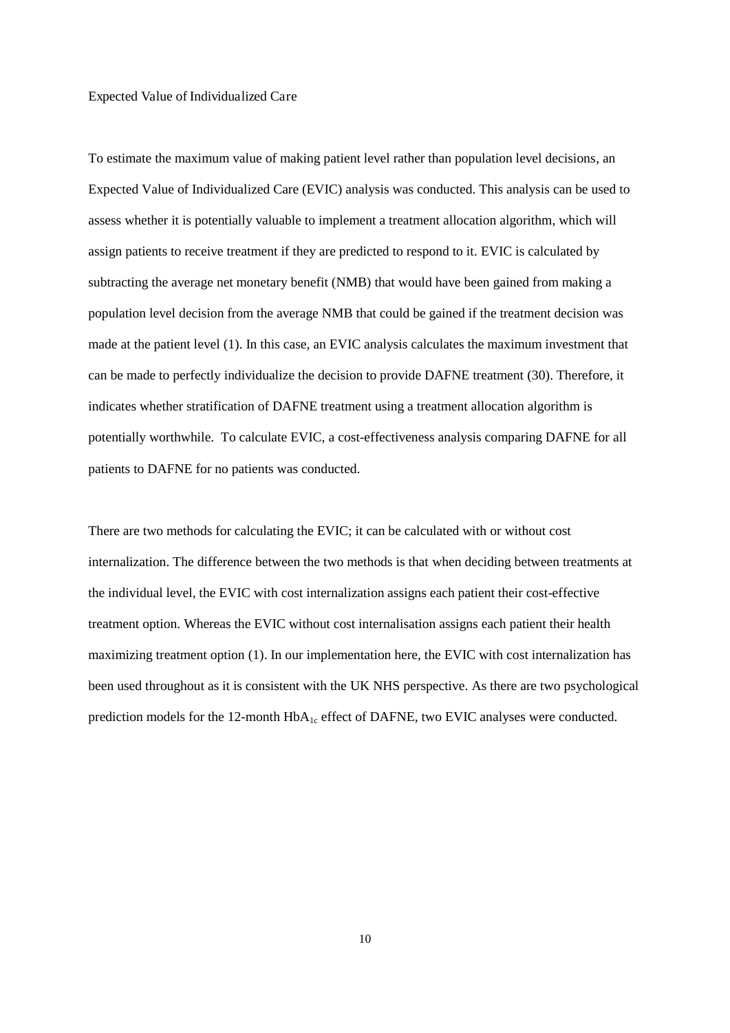## Expected Value of Individualized Care

To estimate the maximum value of making patient level rather than population level decisions, an Expected Value of Individualized Care (EVIC) analysis was conducted. This analysis can be used to assess whether it is potentially valuable to implement a treatment allocation algorithm, which will assign patients to receive treatment if they are predicted to respond to it. EVIC is calculated by subtracting the average net monetary benefit (NMB) that would have been gained from making a population level decision from the average NMB that could be gained if the treatment decision was made at the patient level (1). In this case, an EVIC analysis calculates the maximum investment that can be made to perfectly individualize the decision to provide DAFNE treatment (30). Therefore, it indicates whether stratification of DAFNE treatment using a treatment allocation algorithm is potentially worthwhile. To calculate EVIC, a cost-effectiveness analysis comparing DAFNE for all patients to DAFNE for no patients was conducted.

There are two methods for calculating the EVIC; it can be calculated with or without cost internalization. The difference between the two methods is that when deciding between treatments at the individual level, the EVIC with cost internalization assigns each patient their cost-effective treatment option. Whereas the EVIC without cost internalisation assigns each patient their health maximizing treatment option (1). In our implementation here, the EVIC with cost internalization has been used throughout as it is consistent with the UK NHS perspective. As there are two psychological prediction models for the 12-month $HbA_{1c}$ effect of DAFNE, two EVIC analyses were conducted.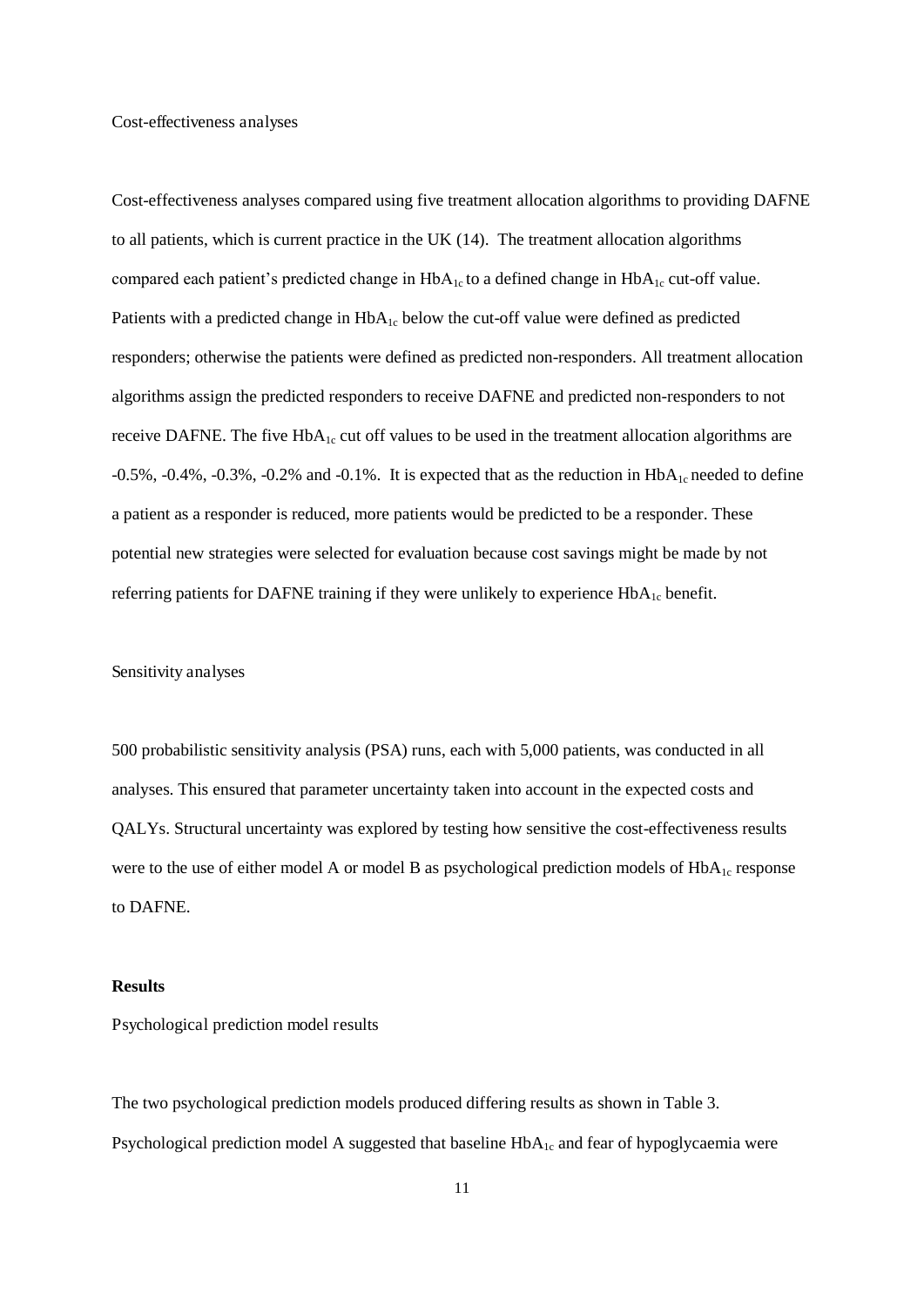Cost-effectiveness analyses

Cost-effectiveness analyses compared using five treatment allocation algorithms to providing DAFNE to all patients, which is current practice in the UK (14). The treatment allocation algorithms compared each patient's predicted change in $HbA_{1c}$ to a defined change in $HbA_{1c}$ cut-off value. Patients with a predicted change in $HbA_{1c}$ below the cut-off value were defined as predicted responders; otherwise the patients were defined as predicted non-responders. All treatment allocation algorithms assign the predicted responders to receive DAFNE and predicted non-responders to not receive DAFNE. The five $HbA_{1c}$ cut off values to be used in the treatment allocation algorithms are -0.5%, -0.4%, -0.3%, -0.2% and -0.1%. It is expected that as the reduction in $HbA_{1c}$ needed to define a patient as a responder is reduced, more patients would be predicted to be a responder. These potential new strategies were selected for evaluation because cost savings might be made by not referring patients for DAFNE training if they were unlikely to experience $HbA_{1c}$ benefit.

Sensitivity analyses

500 probabilistic sensitivity analysis (PSA) runs, each with 5,000 patients, was conducted in all analyses. This ensured that parameter uncertainty taken into account in the expected costs and QALYs. Structural uncertainty was explored by testing how sensitive the cost-effectiveness results were to the use of either model A or model B as psychological prediction models of $HbA_{1c}$ response to DAFNE.

## Results

Psychological prediction model results

The two psychological prediction models produced differing results as shown in Table 3. Psychological prediction model A suggested that baseline $HbA_{1c}$ and fear of hypoglycaemia were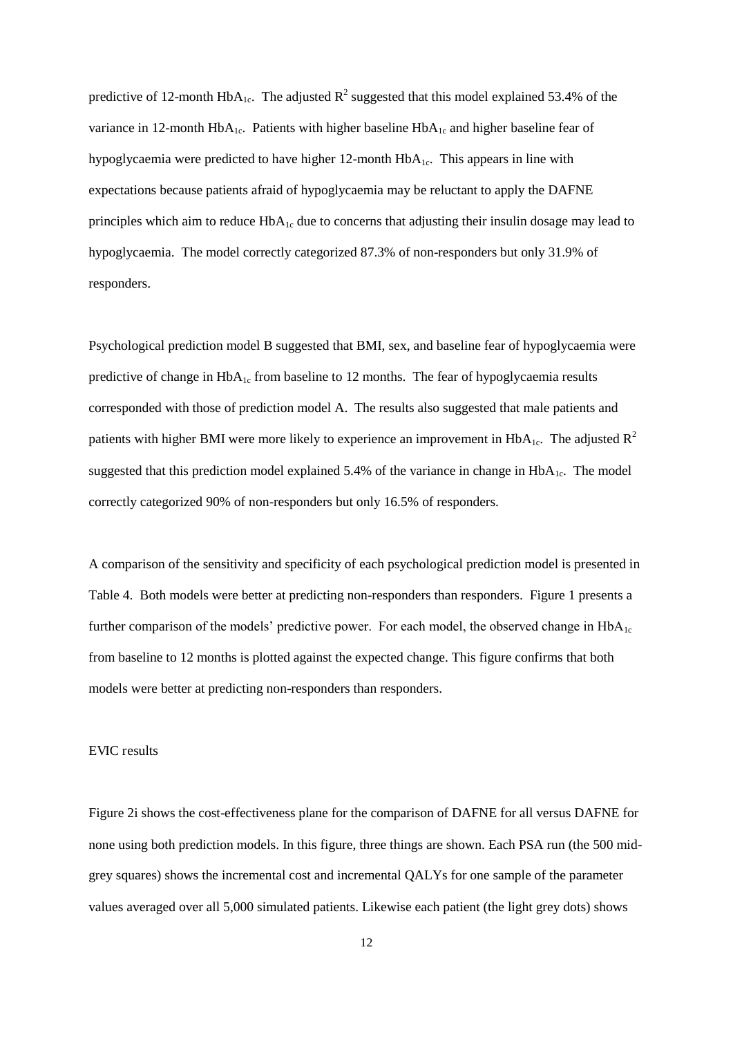predictive of 12-month $HbA_{1c}$. The adjusted $R^2$ suggested that this model explained 53.4% of the variance in 12-month $HbA_{1c}$. Patients with higher baseline $HbA_{1c}$ and higher baseline fear of hypoglycaemia were predicted to have higher 12-month $HbA_{1c}$. This appears in line with expectations because patients afraid of hypoglycaemia may be reluctant to apply the DAFNE principles which aim to reduce $HbA_{1c}$ due to concerns that adjusting their insulin dosage may lead to hypoglycaemia. The model correctly categorized 87.3% of non-responders but only 31.9% of responders.

Psychological prediction model B suggested that BMI, sex, and baseline fear of hypoglycaemia were predictive of change in $HbA_{1c}$ from baseline to 12 months. The fear of hypoglycaemia results corresponded with those of prediction model A. The results also suggested that male patients and patients with higher BMI were more likely to experience an improvement in $HbA_{1c}$. The adjusted $R^2$ suggested that this prediction model explained 5.4% of the variance in change in $HbA_{1c}$. The model correctly categorized 90% of non-responders but only 16.5% of responders.

A comparison of the sensitivity and specificity of each psychological prediction model is presented in Table 4. Both models were better at predicting non-responders than responders. Figure 1 presents a further comparison of the models' predictive power. For each model, the observed change in $HbA_{1c}$ from baseline to 12 months is plotted against the expected change. This figure confirms that both models were better at predicting non-responders than responders.

EVIC results

Figure 2i shows the cost-effectiveness plane for the comparison of DAFNE for all versus DAFNE for none using both prediction models. In this figure, three things are shown. Each PSA run (the 500 mid-grey squares) shows the incremental cost and incremental QALYs for one sample of the parameter values averaged over all 5,000 simulated patients. Likewise each patient (the light grey dots) shows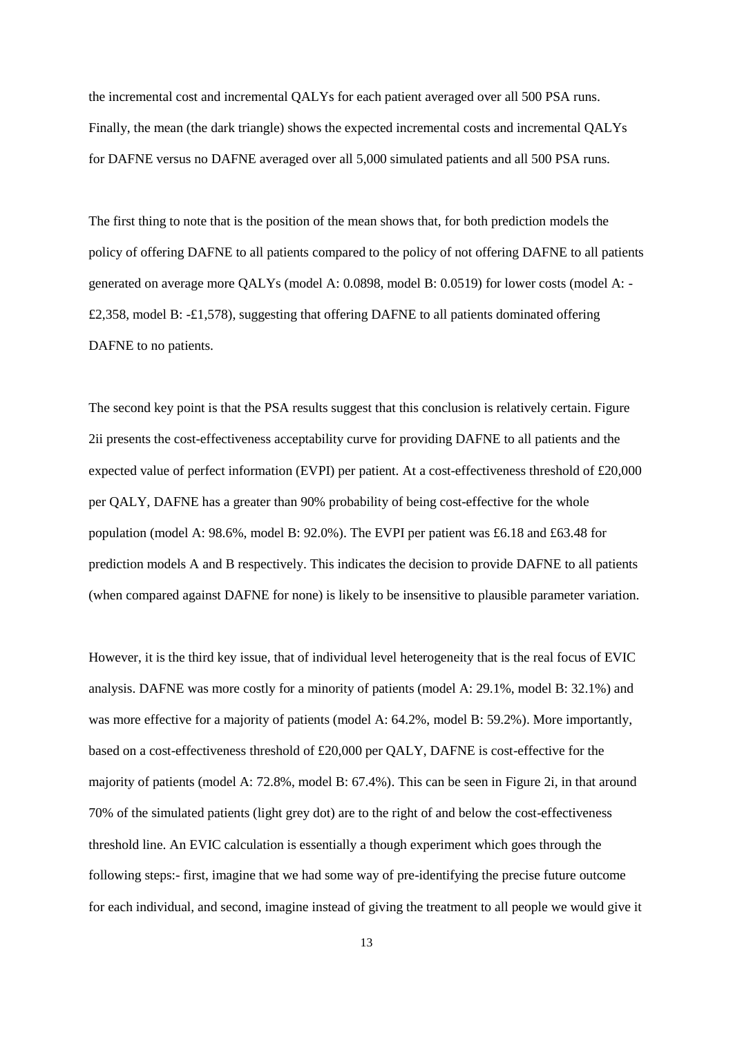the incremental cost and incremental QALYs for each patient averaged over all 500 PSA runs. Finally, the mean (the dark triangle) shows the expected incremental costs and incremental QALYs for DAFNE versus no DAFNE averaged over all 5,000 simulated patients and all 500 PSA runs.

The first thing to note that is the position of the mean shows that, for both prediction models the policy of offering DAFNE to all patients compared to the policy of not offering DAFNE to all patients generated on average more QALYs (model A: 0.0898, model B: 0.0519) for lower costs (model A: -£2,358, model B: -£1,578), suggesting that offering DAFNE to all patients dominated offering DAFNE to no patients.

The second key point is that the PSA results suggest that this conclusion is relatively certain. Figure 2ii presents the cost-effectiveness acceptability curve for providing DAFNE to all patients and the expected value of perfect information (EVPI) per patient. At a cost-effectiveness threshold of £20,000 per QALY, DAFNE has a greater than 90% probability of being cost-effective for the whole population (model A: 98.6%, model B: 92.0%). The EVPI per patient was £6.18 and £63.48 for prediction models A and B respectively. This indicates the decision to provide DAFNE to all patients (when compared against DAFNE for none) is likely to be insensitive to plausible parameter variation.

However, it is the third key issue, that of individual level heterogeneity that is the real focus of EVIC analysis. DAFNE was more costly for a minority of patients (model A: 29.1%, model B: 32.1%) and was more effective for a majority of patients (model A: 64.2%, model B: 59.2%). More importantly, based on a cost-effectiveness threshold of £20,000 per QALY, DAFNE is cost-effective for the majority of patients (model A: 72.8%, model B: 67.4%). This can be seen in Figure 2i, in that around 70% of the simulated patients (light grey dot) are to the right of and below the cost-effectiveness threshold line. An EVIC calculation is essentially a though experiment which goes through the following steps:- first, imagine that we had some way of pre-identifying the precise future outcome for each individual, and second, imagine instead of giving the treatment to all people we would give it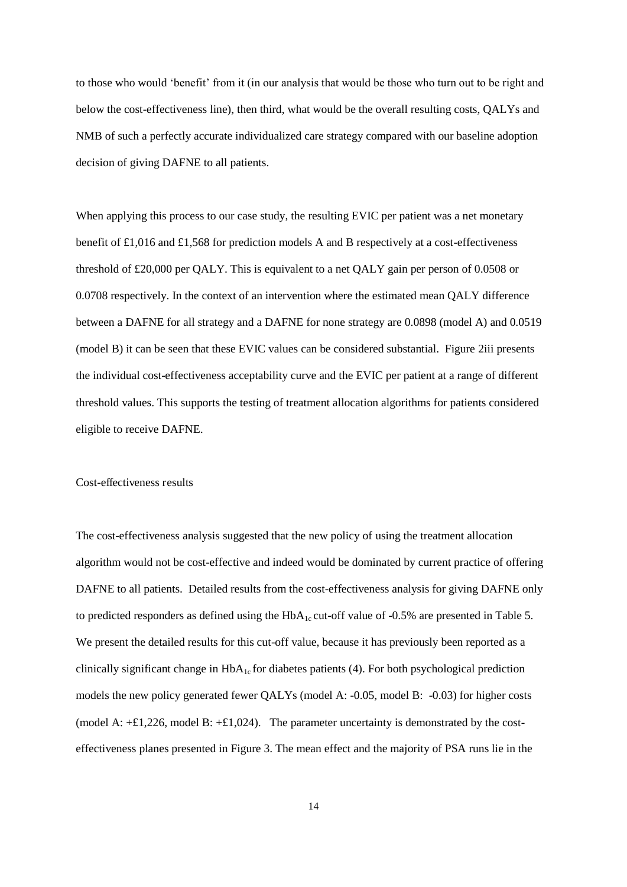to those who would 'benefit' from it (in our analysis that would be those who turn out to be right and below the cost-effectiveness line), then third, what would be the overall resulting costs, QALYs and NMB of such a perfectly accurate individualized care strategy compared with our baseline adoption decision of giving DAFNE to all patients.

When applying this process to our case study, the resulting EVIC per patient was a net monetary benefit of £1,016 and £1,568 for prediction models A and B respectively at a cost-effectiveness threshold of £20,000 per QALY. This is equivalent to a net QALY gain per person of 0.0508 or 0.0708 respectively. In the context of an intervention where the estimated mean QALY difference between a DAFNE for all strategy and a DAFNE for none strategy are 0.0898 (model A) and 0.0519 (model B) it can be seen that these EVIC values can be considered substantial. Figure 2iii presents the individual cost-effectiveness acceptability curve and the EVIC per patient at a range of different threshold values. This supports the testing of treatment allocation algorithms for patients considered eligible to receive DAFNE.

Cost-effectiveness results

The cost-effectiveness analysis suggested that the new policy of using the treatment allocation algorithm would not be cost-effective and indeed would be dominated by current practice of offering DAFNE to all patients. Detailed results from the cost-effectiveness analysis for giving DAFNE only to predicted responders as defined using the $HbA_{1c}$ cut-off value of -0.5% are presented in Table 5. We present the detailed results for this cut-off value, because it has previously been reported as a clinically significant change in $HbA_{1c}$ for diabetes patients (4). For both psychological prediction models the new policy generated fewer QALYs (model A: -0.05, model B: -0.03) for higher costs (model A: +£1,226, model B: +£1,024). The parameter uncertainty is demonstrated by the cost-effectiveness planes presented in Figure 3. The mean effect and the majority of PSA runs lie in the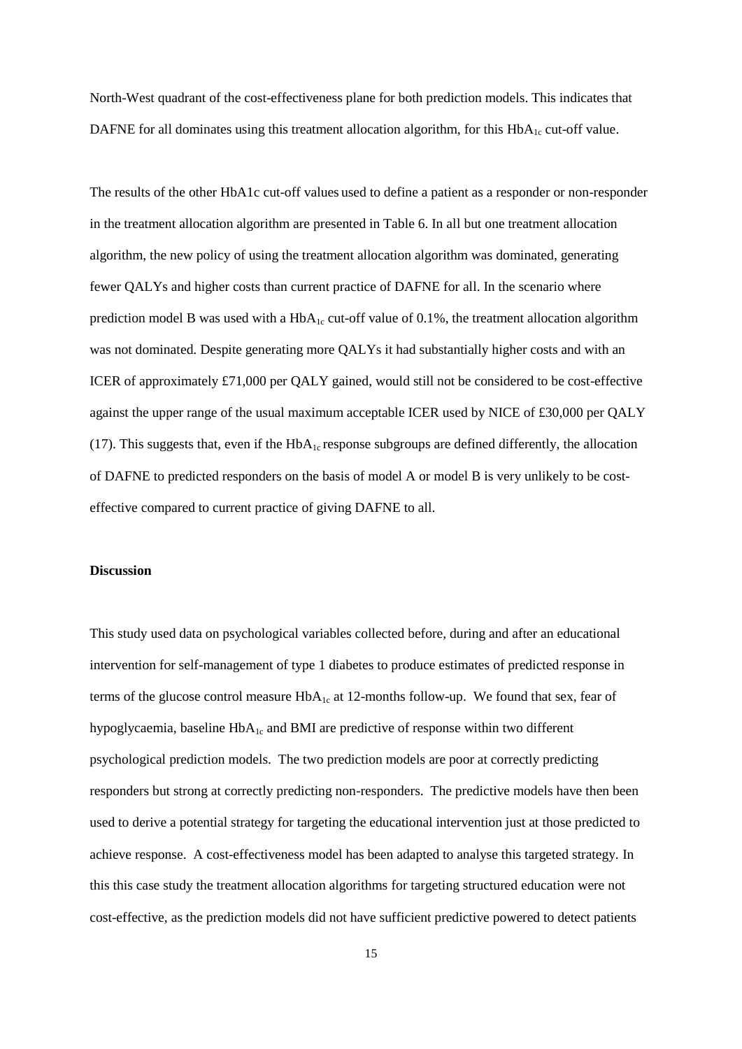North-West quadrant of the cost-effectiveness plane for both prediction models. This indicates that DAFNE for all dominates using this treatment allocation algorithm, for this $HbA_{1c}$ cut-off value.

The results of the other HbA1c cut-off values used to define a patient as a responder or non-responder in the treatment allocation algorithm are presented in Table 6. In all but one treatment allocation algorithm, the new policy of using the treatment allocation algorithm was dominated, generating fewer QALYs and higher costs than current practice of DAFNE for all. In the scenario where prediction model B was used with a $HbA_{1c}$ cut-off value of 0.1%, the treatment allocation algorithm was not dominated. Despite generating more QALYs it had substantially higher costs and with an ICER of approximately £71,000 per QALY gained, would still not be considered to be cost-effective against the upper range of the usual maximum acceptable ICER used by NICE of £30,000 per QALY (17). This suggests that, even if the $HbA_{1c}$ response subgroups are defined differently, the allocation of DAFNE to predicted responders on the basis of model A or model B is very unlikely to be cost-effective compared to current practice of giving DAFNE to all.

**Discussion**

This study used data on psychological variables collected before, during and after an educational intervention for self-management of type 1 diabetes to produce estimates of predicted response in terms of the glucose control measure $HbA_{1c}$ at 12-months follow-up. We found that sex, fear of hypoglycaemia, baseline $HbA_{1c}$ and BMI are predictive of response within two different psychological prediction models. The two prediction models are poor at correctly predicting responders but strong at correctly predicting non-responders. The predictive models have then been used to derive a potential strategy for targeting the educational intervention just at those predicted to achieve response. A cost-effectiveness model has been adapted to analyse this targeted strategy. In this this case study the treatment allocation algorithms for targeting structured education were not cost-effective, as the prediction models did not have sufficient predictive powered to detect patients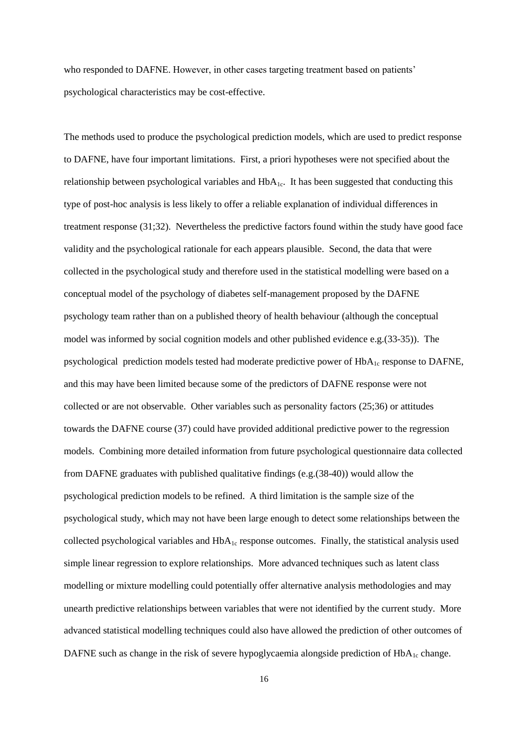who responded to DAFNE. However, in other cases targeting treatment based on patients' psychological characteristics may be cost-effective.

The methods used to produce the psychological prediction models, which are used to predict response to DAFNE, have four important limitations. First, a priori hypotheses were not specified about the relationship between psychological variables and $HbA_{1c}$. It has been suggested that conducting this type of post-hoc analysis is less likely to offer a reliable explanation of individual differences in treatment response (31;32). Nevertheless the predictive factors found within the study have good face validity and the psychological rationale for each appears plausible. Second, the data that were collected in the psychological study and therefore used in the statistical modelling were based on a conceptual model of the psychology of diabetes self-management proposed by the DAFNE psychology team rather than on a published theory of health behaviour (although the conceptual model was informed by social cognition models and other published evidence e.g.(33-35)). The psychological prediction models tested had moderate predictive power of $HbA_{1c}$ response to DAFNE, and this may have been limited because some of the predictors of DAFNE response were not collected or are not observable. Other variables such as personality factors (25;36) or attitudes towards the DAFNE course (37) could have provided additional predictive power to the regression models. Combining more detailed information from future psychological questionnaire data collected from DAFNE graduates with published qualitative findings (e.g.(38-40)) would allow the psychological prediction models to be refined. A third limitation is the sample size of the psychological study, which may not have been large enough to detect some relationships between the collected psychological variables and $HbA_{1c}$ response outcomes. Finally, the statistical analysis used simple linear regression to explore relationships. More advanced techniques such as latent class modelling or mixture modelling could potentially offer alternative analysis methodologies and may unearth predictive relationships between variables that were not identified by the current study. More advanced statistical modelling techniques could also have allowed the prediction of other outcomes of DAFNE such as change in the risk of severe hypoglycaemia alongside prediction of $HbA_{1c}$ change.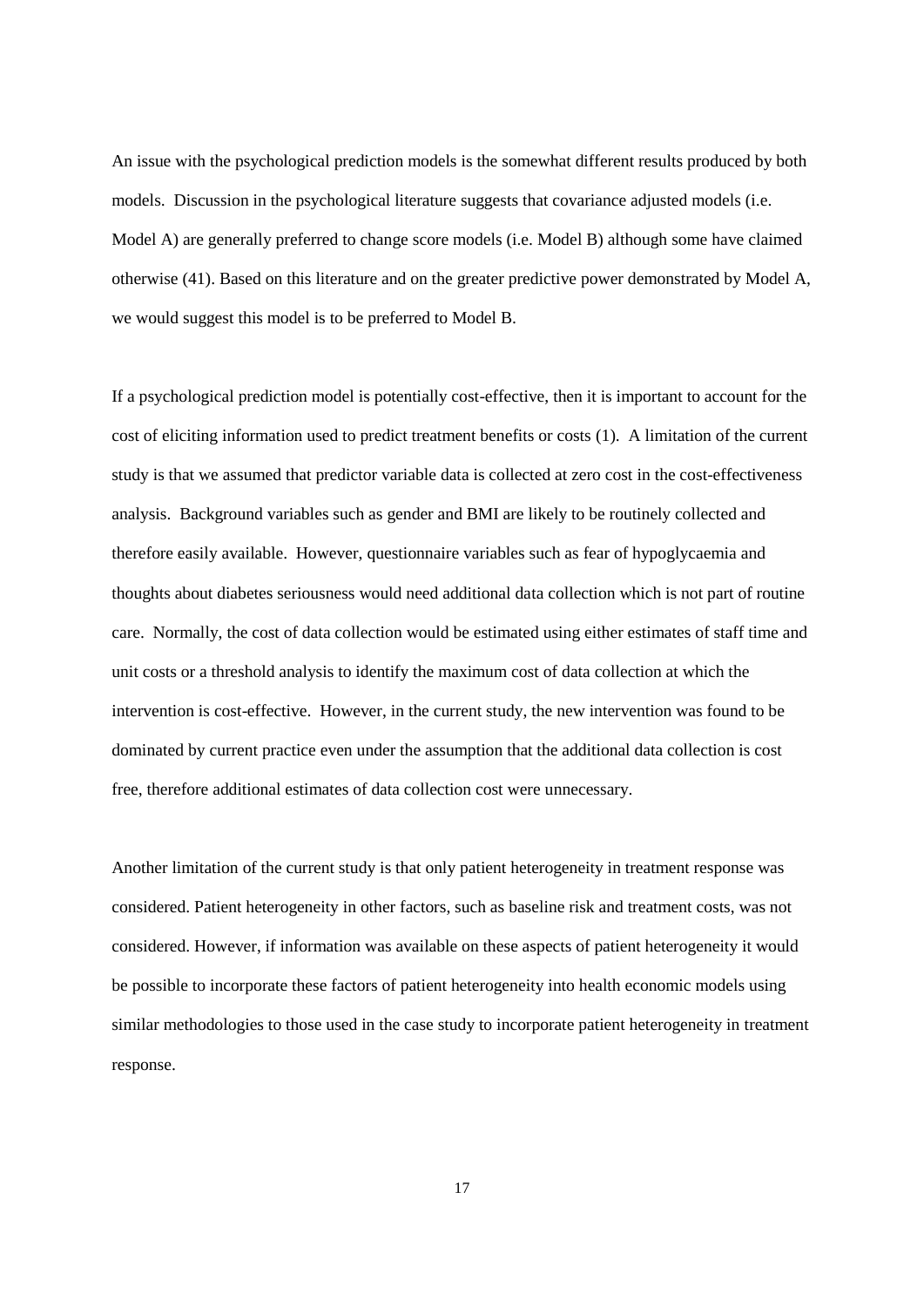An issue with the psychological prediction models is the somewhat different results produced by both models. Discussion in the psychological literature suggests that covariance adjusted models (i.e. Model A) are generally preferred to change score models (i.e. Model B) although some have claimed otherwise (41). Based on this literature and on the greater predictive power demonstrated by Model A, we would suggest this model is to be preferred to Model B.

If a psychological prediction model is potentially cost-effective, then it is important to account for the cost of eliciting information used to predict treatment benefits or costs (1). A limitation of the current study is that we assumed that predictor variable data is collected at zero cost in the cost-effectiveness analysis. Background variables such as gender and BMI are likely to be routinely collected and therefore easily available. However, questionnaire variables such as fear of hypoglycaemia and thoughts about diabetes seriousness would need additional data collection which is not part of routine care. Normally, the cost of data collection would be estimated using either estimates of staff time and unit costs or a threshold analysis to identify the maximum cost of data collection at which the intervention is cost-effective. However, in the current study, the new intervention was found to be dominated by current practice even under the assumption that the additional data collection is cost free, therefore additional estimates of data collection cost were unnecessary.

Another limitation of the current study is that only patient heterogeneity in treatment response was considered. Patient heterogeneity in other factors, such as baseline risk and treatment costs, was not considered. However, if information was available on these aspects of patient heterogeneity it would be possible to incorporate these factors of patient heterogeneity into health economic models using similar methodologies to those used in the case study to incorporate patient heterogeneity in treatment response.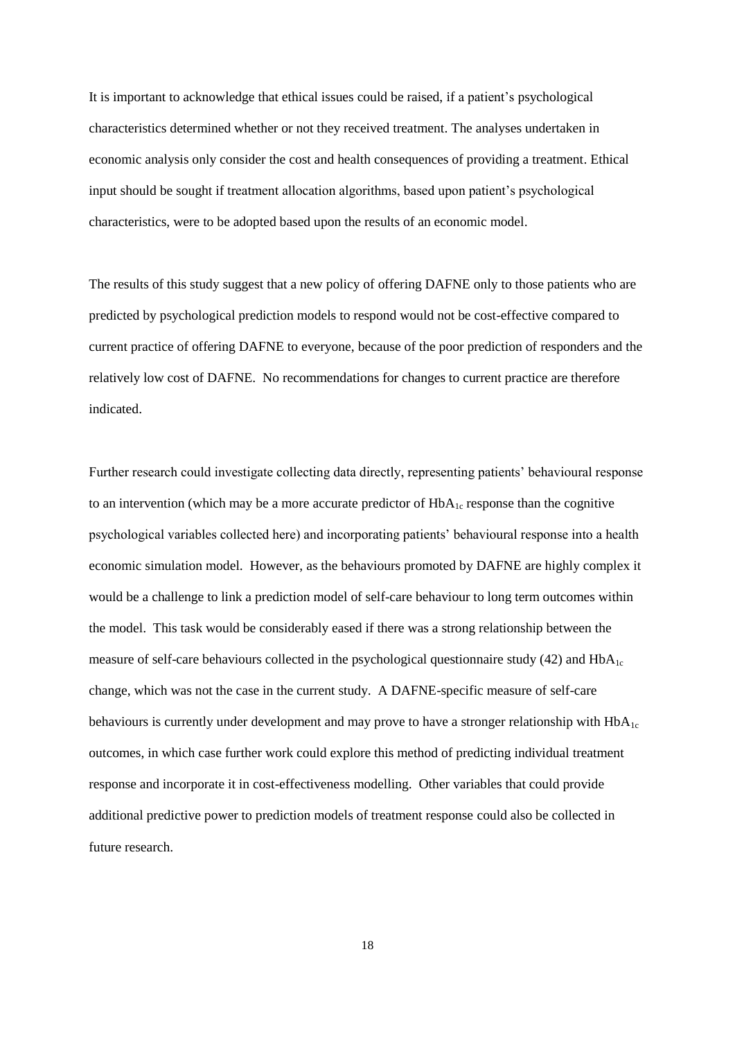It is important to acknowledge that ethical issues could be raised, if a patient's psychological characteristics determined whether or not they received treatment. The analyses undertaken in economic analysis only consider the cost and health consequences of providing a treatment. Ethical input should be sought if treatment allocation algorithms, based upon patient's psychological characteristics, were to be adopted based upon the results of an economic model.

The results of this study suggest that a new policy of offering DAFNE only to those patients who are predicted by psychological prediction models to respond would not be cost-effective compared to current practice of offering DAFNE to everyone, because of the poor prediction of responders and the relatively low cost of DAFNE. No recommendations for changes to current practice are therefore indicated.

Further research could investigate collecting data directly, representing patients' behavioural response to an intervention (which may be a more accurate predictor of $HbA_{1c}$ response than the cognitive psychological variables collected here) and incorporating patients' behavioural response into a health economic simulation model. However, as the behaviours promoted by DAFNE are highly complex it would be a challenge to link a prediction model of self-care behaviour to long term outcomes within the model. This task would be considerably eased if there was a strong relationship between the measure of self-care behaviours collected in the psychological questionnaire study (42) and $HbA_{1c}$ change, which was not the case in the current study. A DAFNE-specific measure of self-care behaviours is currently under development and may prove to have a stronger relationship with $HbA_{1c}$ outcomes, in which case further work could explore this method of predicting individual treatment response and incorporate it in cost-effectiveness modelling. Other variables that could provide additional predictive power to prediction models of treatment response could also be collected in future research.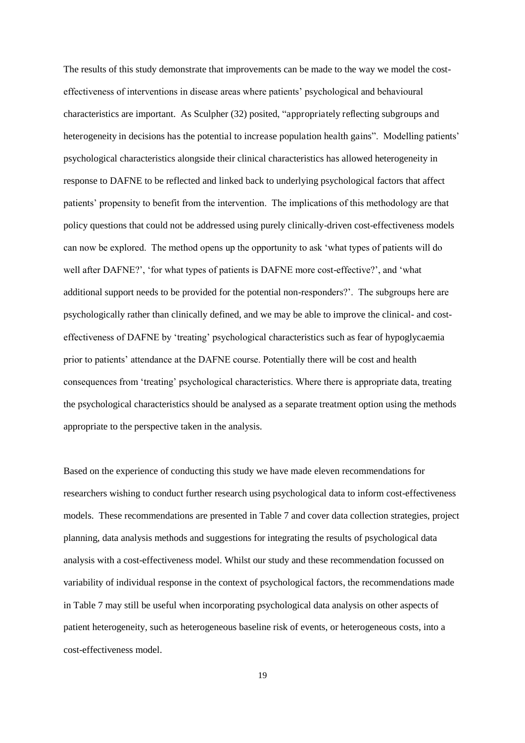The results of this study demonstrate that improvements can be made to the way we model the cost-effectiveness of interventions in disease areas where patients' psychological and behavioural characteristics are important. As Sculpher (32) posited, "appropriately reflecting subgroups and heterogeneity in decisions has the potential to increase population health gains". Modelling patients' psychological characteristics alongside their clinical characteristics has allowed heterogeneity in response to DAFNE to be reflected and linked back to underlying psychological factors that affect patients' propensity to benefit from the intervention. The implications of this methodology are that policy questions that could not be addressed using purely clinically-driven cost-effectiveness models can now be explored. The method opens up the opportunity to ask 'what types of patients will do well after DAFNE?', 'for what types of patients is DAFNE more cost-effective?', and 'what additional support needs to be provided for the potential non-responders?'. The subgroups here are psychologically rather than clinically defined, and we may be able to improve the clinical- and cost-effectiveness of DAFNE by 'treating' psychological characteristics such as fear of hypoglycaemia prior to patients' attendance at the DAFNE course. Potentially there will be cost and health consequences from 'treating' psychological characteristics. Where there is appropriate data, treating the psychological characteristics should be analysed as a separate treatment option using the methods appropriate to the perspective taken in the analysis.

Based on the experience of conducting this study we have made eleven recommendations for researchers wishing to conduct further research using psychological data to inform cost-effectiveness models. These recommendations are presented in Table 7 and cover data collection strategies, project planning, data analysis methods and suggestions for integrating the results of psychological data analysis with a cost-effectiveness model. Whilst our study and these recommendation focussed on variability of individual response in the context of psychological factors, the recommendations made in Table 7 may still be useful when incorporating psychological data analysis on other aspects of patient heterogeneity, such as heterogeneous baseline risk of events, or heterogeneous costs, into a cost-effectiveness model.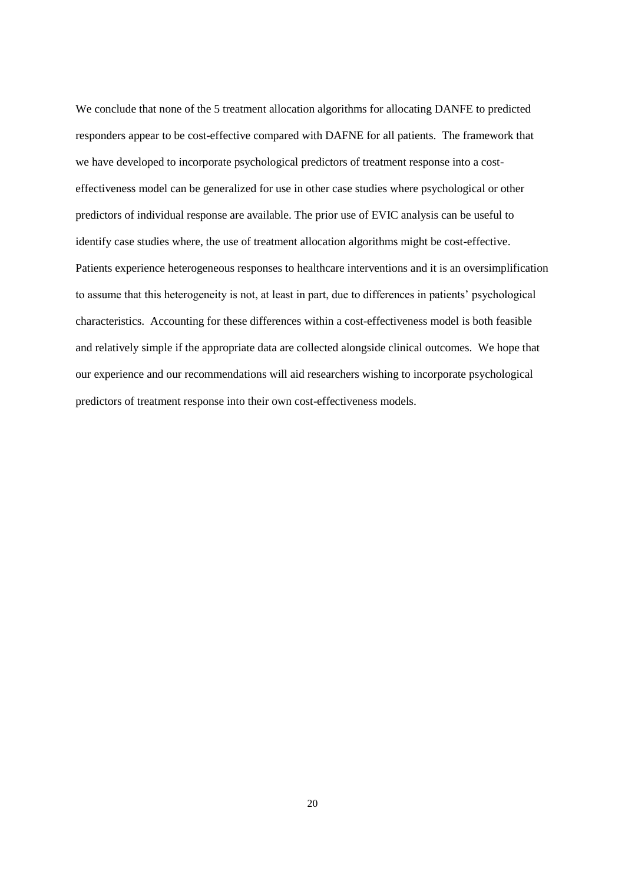We conclude that none of the 5 treatment allocation algorithms for allocating DANFE to predicted responders appear to be cost-effective compared with DAFNE for all patients. The framework that we have developed to incorporate psychological predictors of treatment response into a cost-effectiveness model can be generalized for use in other case studies where psychological or other predictors of individual response are available. The prior use of EVIC analysis can be useful to identify case studies where, the use of treatment allocation algorithms might be cost-effective. Patients experience heterogeneous responses to healthcare interventions and it is an oversimplification to assume that this heterogeneity is not, at least in part, due to differences in patients' psychological characteristics. Accounting for these differences within a cost-effectiveness model is both feasible and relatively simple if the appropriate data are collected alongside clinical outcomes. We hope that our experience and our recommendations will aid researchers wishing to incorporate psychological predictors of treatment response into their own cost-effectiveness models.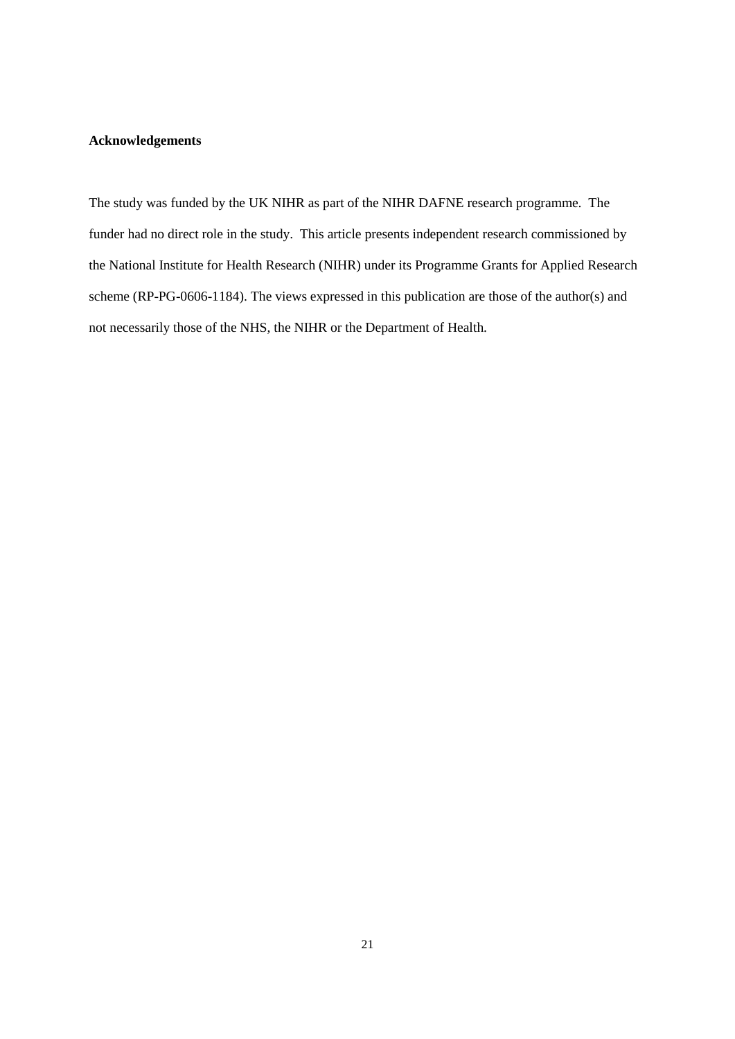**Acknowledgements**

The study was funded by the UK NIHR as part of the NIHR DAFNE research programme. The funder had no direct role in the study. This article presents independent research commissioned by the National Institute for Health Research (NIHR) under its Programme Grants for Applied Research scheme (RP-PG-0606-1184). The views expressed in this publication are those of the author(s) and not necessarily those of the NHS, the NIHR or the Department of Health.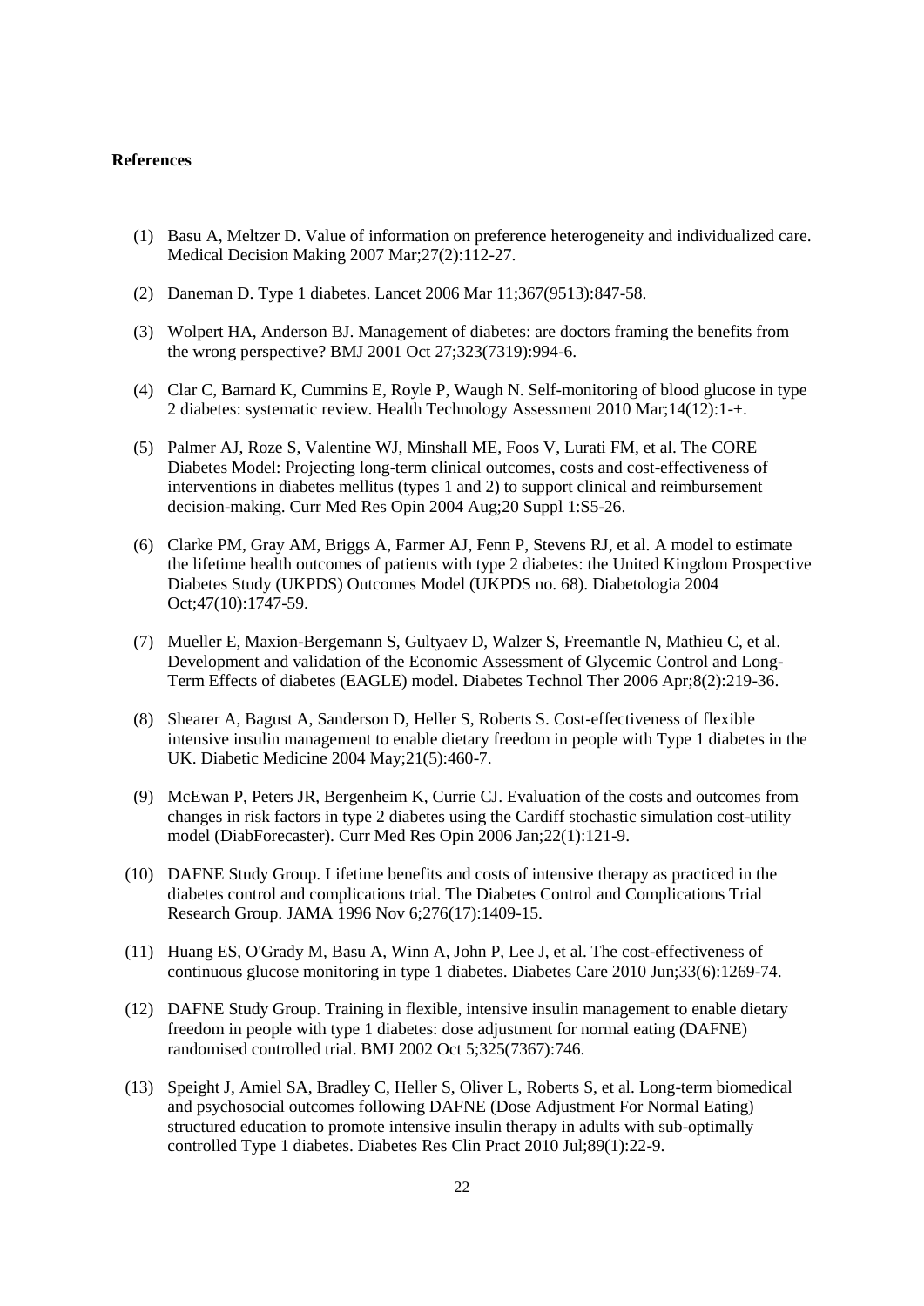**References**

(1) Basu A, Meltzer D. Value of information on preference heterogeneity and individualized care. Medical Decision Making 2007 Mar;27(2):112-27.

(2) Daneman D. Type 1 diabetes. Lancet 2006 Mar 11;367(9513):847-58.

(3) Wolpert HA, Anderson BJ. Management of diabetes: are doctors framing the benefits from the wrong perspective? BMJ 2001 Oct 27;323(7319):994-6.

(4) Clar C, Barnard K, Cummins E, Royle P, Waugh N. Self-monitoring of blood glucose in type 2 diabetes: systematic review. Health Technology Assessment 2010 Mar;14(12):1-+.

(5) Palmer AJ, Roze S, Valentine WJ, Minshall ME, Foos V, Lurati FM, et al. The CORE Diabetes Model: Projecting long-term clinical outcomes, costs and cost-effectiveness of interventions in diabetes mellitus (types 1 and 2) to support clinical and reimbursement decision-making. Curr Med Res Opin 2004 Aug;20 Suppl 1:S5-26.

(6) Clarke PM, Gray AM, Briggs A, Farmer AJ, Fenn P, Stevens RJ, et al. A model to estimate the lifetime health outcomes of patients with type 2 diabetes: the United Kingdom Prospective Diabetes Study (UKPDS) Outcomes Model (UKPDS no. 68). Diabetologia 2004 Oct;47(10):1747-59.

(7) Mueller E, Maxion-Bergemann S, Gultyaev D, Walzer S, Freemantle N, Mathieu C, et al. Development and validation of the Economic Assessment of Glycemic Control and Long-Term Effects of diabetes (EAGLE) model. Diabetes Technol Ther 2006 Apr;8(2):219-36.

(8) Shearer A, Bagust A, Sanderson D, Heller S, Roberts S. Cost-effectiveness of flexible intensive insulin management to enable dietary freedom in people with Type 1 diabetes in the UK. Diabetic Medicine 2004 May;21(5):460-7.

(9) McEwan P, Peters JR, Bergenheim K, Currie CJ. Evaluation of the costs and outcomes from changes in risk factors in type 2 diabetes using the Cardiff stochastic simulation cost-utility model (DiabForecaster). Curr Med Res Opin 2006 Jan;22(1):121-9.

(10) DAFNE Study Group. Lifetime benefits and costs of intensive therapy as practiced in the diabetes control and complications trial. The Diabetes Control and Complications Trial Research Group. JAMA 1996 Nov 6;276(17):1409-15.

(11) Huang ES, O'Grady M, Basu A, Winn A, John P, Lee J, et al. The cost-effectiveness of continuous glucose monitoring in type 1 diabetes. Diabetes Care 2010 Jun;33(6):1269-74.

(12) DAFNE Study Group. Training in flexible, intensive insulin management to enable dietary freedom in people with type 1 diabetes: dose adjustment for normal eating (DAFNE) randomised controlled trial. BMJ 2002 Oct 5;325(7367):746.

(13) Speight J, Amiel SA, Bradley C, Heller S, Oliver L, Roberts S, et al. Long-term biomedical and psychosocial outcomes following DAFNE (Dose Adjustment For Normal Eating) structured education to promote intensive insulin therapy in adults with sub-optimally controlled Type 1 diabetes. Diabetes Res Clin Pract 2010 Jul;89(1):22-9.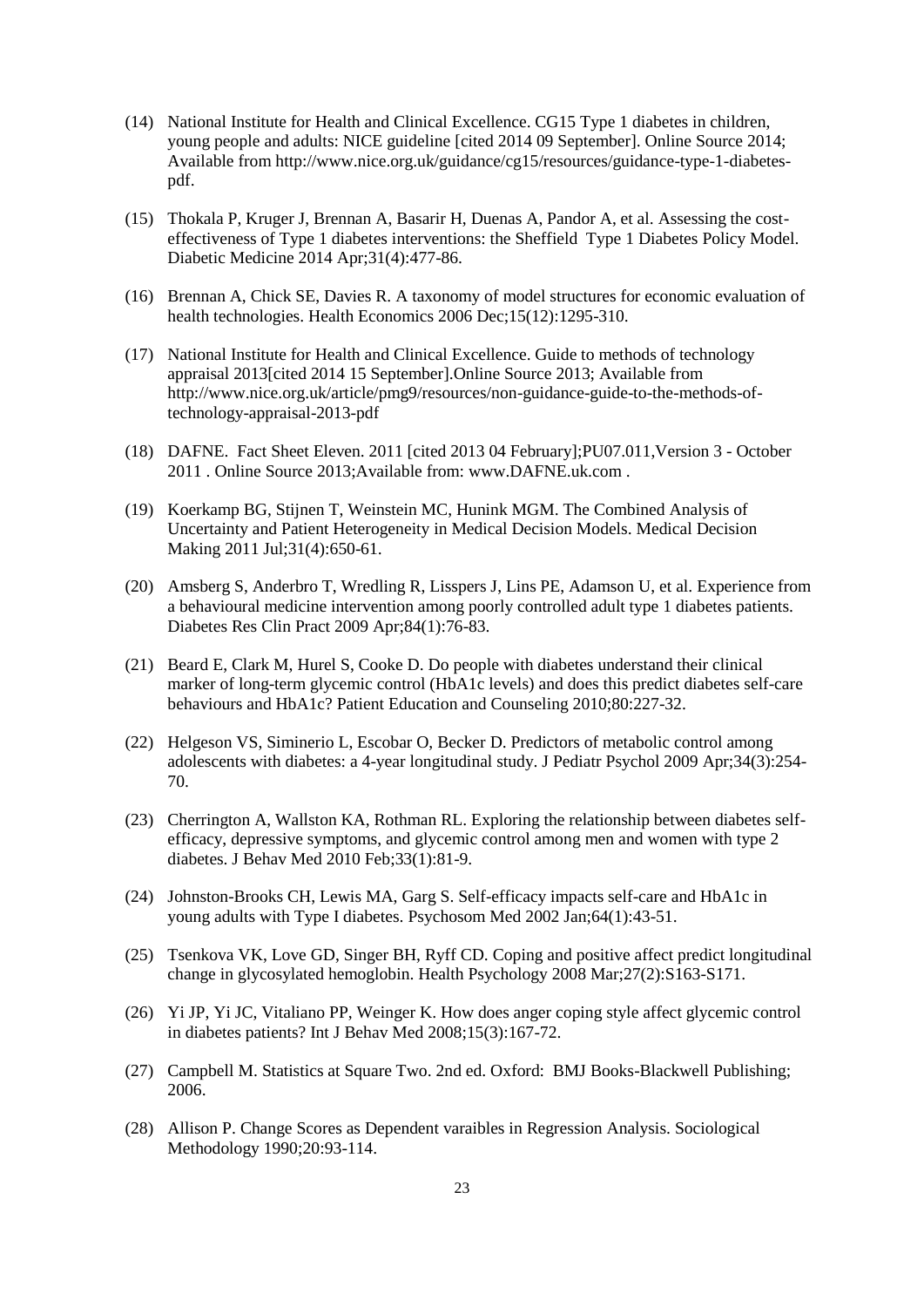(14) National Institute for Health and Clinical Excellence. CG15 Type 1 diabetes in children, young people and adults: NICE guideline [cited 2014 09 September]. Online Source 2014; Available from http://www.nice.org.uk/guidance/cg15/resources/guidance-type-1-diabetes-pdf.

(15) Thokala P, Kruger J, Brennan A, Basarir H, Duenas A, Pandor A, et al. Assessing the cost-effectiveness of Type 1 diabetes interventions: the Sheffield Type 1 Diabetes Policy Model. Diabetic Medicine 2014 Apr;31(4):477-86.

(16) Brennan A, Chick SE, Davies R. A taxonomy of model structures for economic evaluation of health technologies. Health Economics 2006 Dec;15(12):1295-310.

(17) National Institute for Health and Clinical Excellence. Guide to methods of technology appraisal 2013[cited 2014 15 September].Online Source 2013; Available from http://www.nice.org.uk/article/pmg9/resources/non-guidance-guide-to-the-methods-of-technology-appraisal-2013-pdf

(18) DAFNE. Fact Sheet Eleven. 2011 [cited 2013 04 February];PU07.011,Version 3 - October 2011 . Online Source 2013;Available from: www.DAFNE.uk.com .

(19) Koerkamp BG, Stijnen T, Weinstein MC, Hunink MGM. The Combined Analysis of Uncertainty and Patient Heterogeneity in Medical Decision Models. Medical Decision Making 2011 Jul;31(4):650-61.

(20) Amsberg S, Anderbro T, Wredling R, Lisspers J, Lins PE, Adamson U, et al. Experience from a behavioural medicine intervention among poorly controlled adult type 1 diabetes patients. Diabetes Res Clin Pract 2009 Apr;84(1):76-83.

(21) Beard E, Clark M, Hurel S, Cooke D. Do people with diabetes understand their clinical marker of long-term glycemic control (HbA1c levels) and does this predict diabetes self-care behaviours and HbA1c? Patient Education and Counseling 2010;80:227-32.

(22) Helgeson VS, Siminerio L, Escobar O, Becker D. Predictors of metabolic control among adolescents with diabetes: a 4-year longitudinal study. J Pediatr Psychol 2009 Apr;34(3):254-70.

(23) Cherrington A, Wallston KA, Rothman RL. Exploring the relationship between diabetes self-efficacy, depressive symptoms, and glycemic control among men and women with type 2 diabetes. J Behav Med 2010 Feb;33(1):81-9.

(24) Johnston-Brooks CH, Lewis MA, Garg S. Self-efficacy impacts self-care and HbA1c in young adults with Type I diabetes. Psychosom Med 2002 Jan;64(1):43-51.

(25) Tsenkova VK, Love GD, Singer BH, Ryff CD. Coping and positive affect predict longitudinal change in glycosylated hemoglobin. Health Psychology 2008 Mar;27(2):S163-S171.

(26) Yi JP, Yi JC, Vitaliano PP, Weinger K. How does anger coping style affect glycemic control in diabetes patients? Int J Behav Med 2008;15(3):167-72.

(27) Campbell M. Statistics at Square Two. 2nd ed. Oxford: BMJ Books-Blackwell Publishing; 2006.

(28) Allison P. Change Scores as Dependent varaibles in Regression Analysis. Sociological Methodology 1990;20:93-114.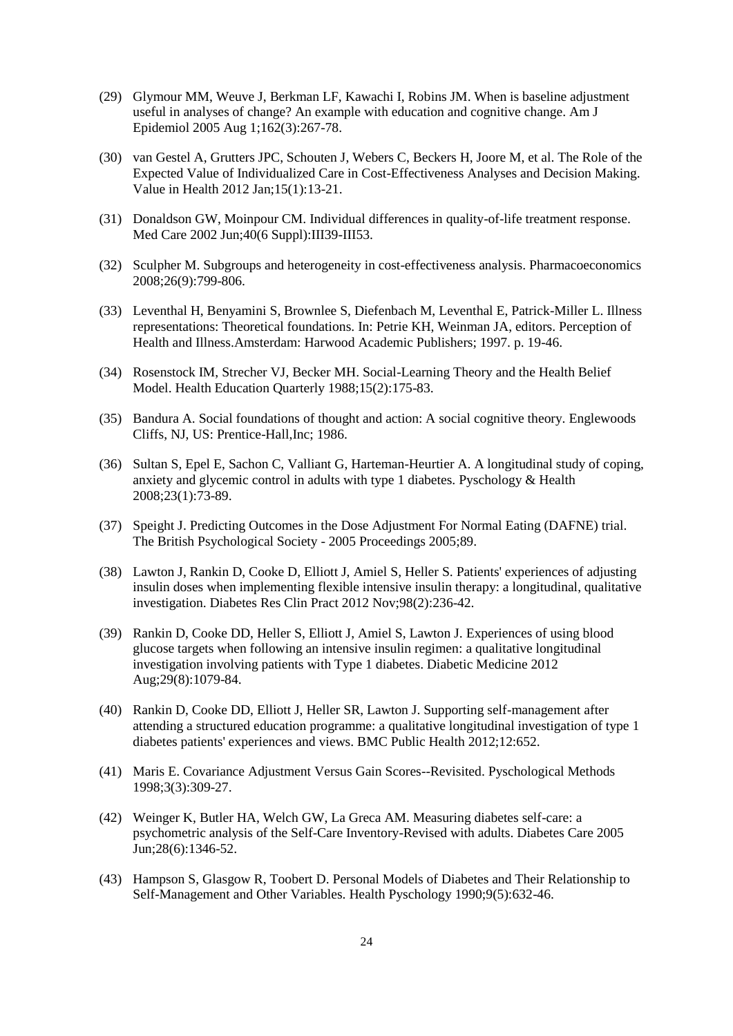(29) Glymour MM, Weuve J, Berkman LF, Kawachi I, Robins JM. When is baseline adjustment useful in analyses of change? An example with education and cognitive change. Am J Epidemiol 2005 Aug 1;162(3):267-78.

(30) van Gestel A, Grutters JPC, Schouten J, Webers C, Beckers H, Joore M, et al. The Role of the Expected Value of Individualized Care in Cost-Effectiveness Analyses and Decision Making. Value in Health 2012 Jan;15(1):13-21.

(31) Donaldson GW, Moinpour CM. Individual differences in quality-of-life treatment response. Med Care 2002 Jun;40(6 Suppl):III39-III53.

(32) Sculpher M. Subgroups and heterogeneity in cost-effectiveness analysis. Pharmacoeconomics 2008;26(9):799-806.

(33) Leventhal H, Benyamini S, Brownlee S, Diefenbach M, Leventhal E, Patrick-Miller L. Illness representations: Theoretical foundations. In: Petrie KH, Weinman JA, editors. Perception of Health and Illness.Amsterdam: Harwood Academic Publishers; 1997. p. 19-46.

(34) Rosenstock IM, Strecher VJ, Becker MH. Social-Learning Theory and the Health Belief Model. Health Education Quarterly 1988;15(2):175-83.

(35) Bandura A. Social foundations of thought and action: A social cognitive theory. Englewoods Cliffs, NJ, US: Prentice-Hall,Inc; 1986.

(36) Sultan S, Epel E, Sachon C, Valliant G, Harteman-Heurtier A. A longitudinal study of coping, anxiety and glycemic control in adults with type 1 diabetes. Pyschology & Health 2008;23(1):73-89.

(37) Speight J. Predicting Outcomes in the Dose Adjustment For Normal Eating (DAFNE) trial. The British Psychological Society - 2005 Proceedings 2005;89.

(38) Lawton J, Rankin D, Cooke D, Elliott J, Amiel S, Heller S. Patients' experiences of adjusting insulin doses when implementing flexible intensive insulin therapy: a longitudinal, qualitative investigation. Diabetes Res Clin Pract 2012 Nov;98(2):236-42.

(39) Rankin D, Cooke DD, Heller S, Elliott J, Amiel S, Lawton J. Experiences of using blood glucose targets when following an intensive insulin regimen: a qualitative longitudinal investigation involving patients with Type 1 diabetes. Diabetic Medicine 2012 Aug;29(8):1079-84.

(40) Rankin D, Cooke DD, Elliott J, Heller SR, Lawton J. Supporting self-management after attending a structured education programme: a qualitative longitudinal investigation of type 1 diabetes patients' experiences and views. BMC Public Health 2012;12:652.

(41) Maris E. Covariance Adjustment Versus Gain Scores--Revisited. Pyschological Methods 1998;3(3):309-27.

(42) Weinger K, Butler HA, Welch GW, La Greca AM. Measuring diabetes self-care: a psychometric analysis of the Self-Care Inventory-Revised with adults. Diabetes Care 2005 Jun;28(6):1346-52.

(43) Hampson S, Glasgow R, Toobert D. Personal Models of Diabetes and Their Relationship to Self-Management and Other Variables. Health Pyschology 1990;9(5):632-46.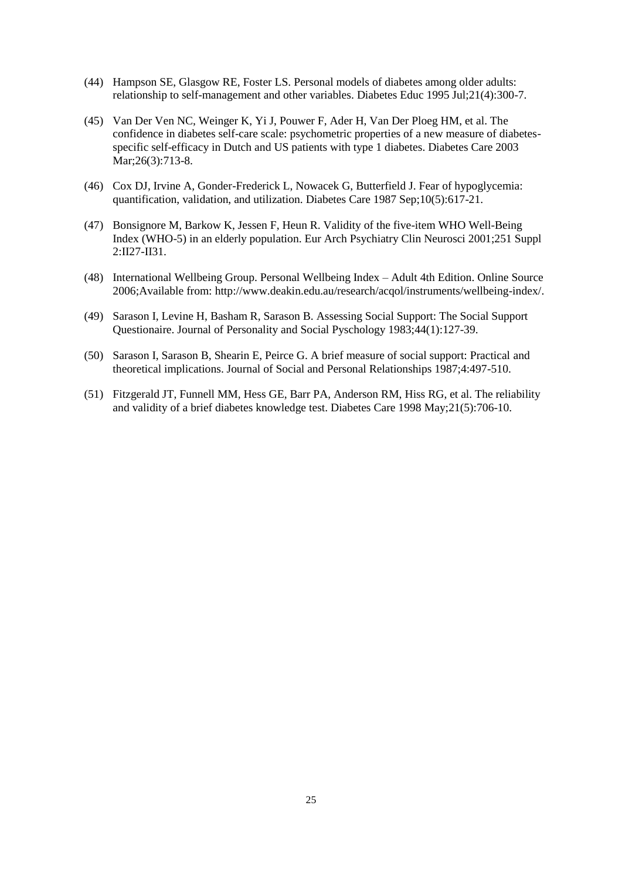(44) Hampson SE, Glasgow RE, Foster LS. Personal models of diabetes among older adults: relationship to self-management and other variables. Diabetes Educ 1995 Jul;21(4):300-7.

(45) Van Der Ven NC, Weinger K, Yi J, Pouwer F, Ader H, Van Der Ploeg HM, et al. The confidence in diabetes self-care scale: psychometric properties of a new measure of diabetes-specific self-efficacy in Dutch and US patients with type 1 diabetes. Diabetes Care 2003 Mar;26(3):713-8.

(46) Cox DJ, Irvine A, Gonder-Frederick L, Nowacek G, Butterfield J. Fear of hypoglycemia: quantification, validation, and utilization. Diabetes Care 1987 Sep;10(5):617-21.

(47) Bonsignore M, Barkow K, Jessen F, Heun R. Validity of the five-item WHO Well-Being Index (WHO-5) in an elderly population. Eur Arch Psychiatry Clin Neurosci 2001;251 Suppl 2:II27-II31.

(48) International Wellbeing Group. Personal Wellbeing Index – Adult 4th Edition. Online Source 2006;Available from: http://www.deakin.edu.au/research/acqol/instruments/wellbeing-index/.

(49) Sarason I, Levine H, Basham R, Sarason B. Assessing Social Support: The Social Support Questionaire. Journal of Personality and Social Pyschology 1983;44(1):127-39.

(50) Sarason I, Sarason B, Shearin E, Peirce G. A brief measure of social support: Practical and theoretical implications. Journal of Social and Personal Relationships 1987;4:497-510.

(51) Fitzgerald JT, Funnell MM, Hess GE, Barr PA, Anderson RM, Hiss RG, et al. The reliability and validity of a brief diabetes knowledge test. Diabetes Care 1998 May;21(5):706-10.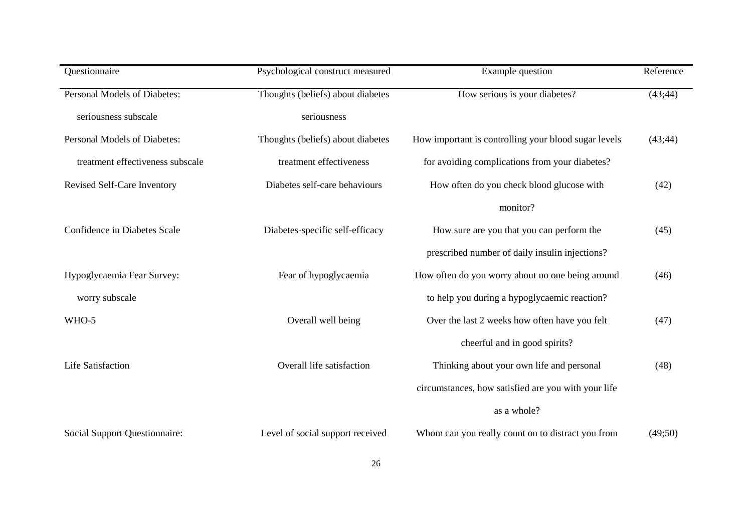| Questionnaire | Psychological construct measured | Example question | Reference |
|---|---|---|---|
| Personal Models of Diabetes: seriousness subscale | Thoughts (beliefs) about diabetes seriousness | How serious is your diabetes? | (43;44) |
| Personal Models of Diabetes: treatment effectiveness subscale | Thoughts (beliefs) about diabetes treatment effectiveness | How important is controlling your blood sugar levels for avoiding complications from your diabetes? | (43;44) |
| Revised Self-Care Inventory | Diabetes self-care behaviours | How often do you check blood glucose with monitor? | (42) |
| Confidence in Diabetes Scale | Diabetes-specific self-efficacy | How sure are you that you can perform the prescribed number of daily insulin injections? | (45) |
| Hypoglycaemia Fear Survey: worry subscale | Fear of hypoglycaemia | How often do you worry about no one being around to help you during a hypoglycaemic reaction? | (46) |
| WHO-5 | Overall well being | Over the last 2 weeks how often have you felt cheerful and in good spirits? | (47) |
| Life Satisfaction | Overall life satisfaction | Thinking about your own life and personal circumstances, how satisfied are you with your life as a whole? | (48) |
| Social Support Questionnaire: | Level of social support received | Whom can you really count on to distract you from | (49;50) |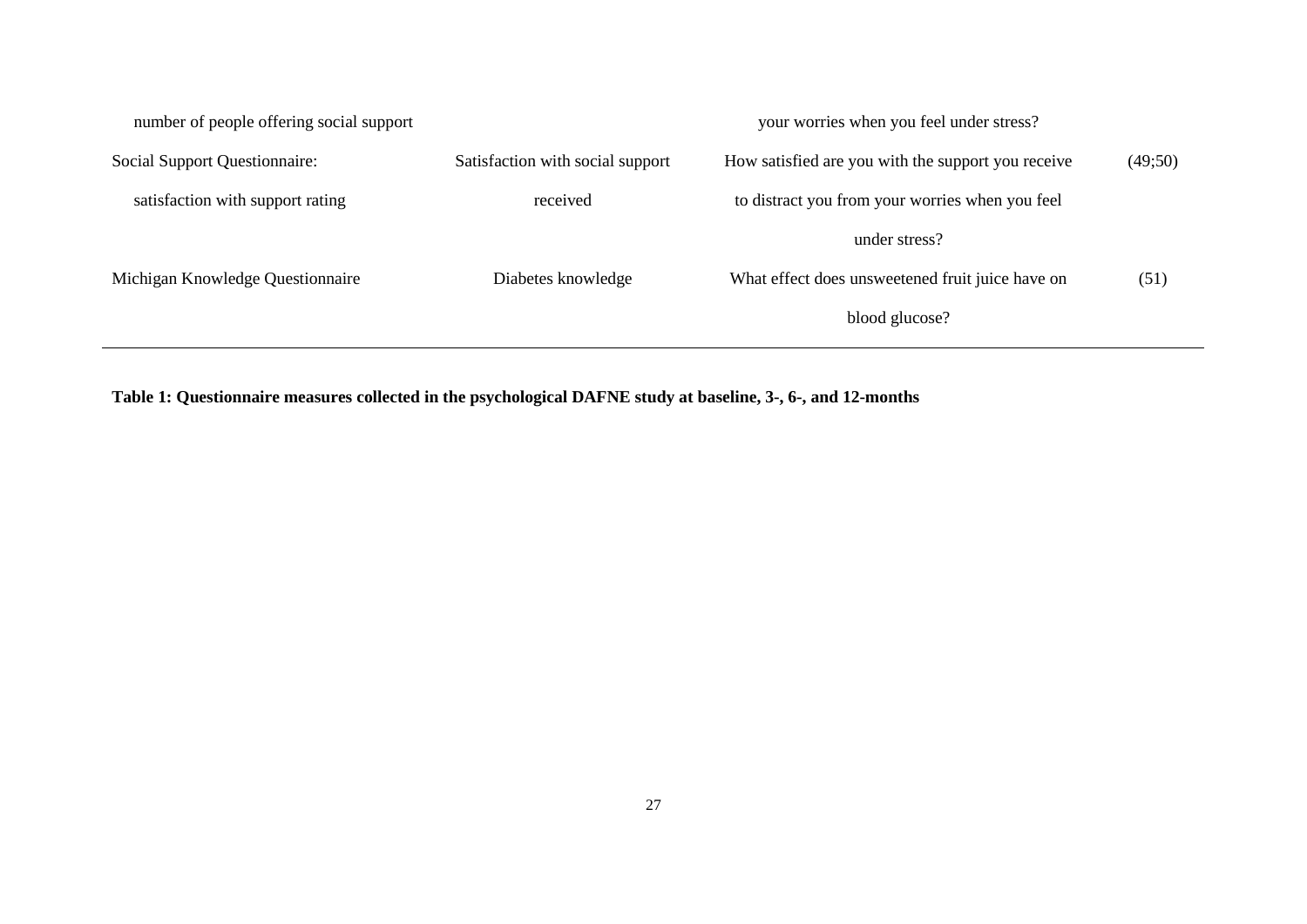| | | | |
|---|---|---|---|
| number of people offering social support | | your worries when you feel under stress? | |
| Social Support Questionnaire: satisfaction with support rating | Satisfaction with social support received | How satisfied are you with the support you receive to distract you from your worries when you feel under stress? | (49;50) |
| Michigan Knowledge Questionnaire | Diabetes knowledge | What effect does unsweetened fruit juice have on blood glucose? | (51) |

**Table 1: Questionnaire measures collected in the psychological DAFNE study at baseline, 3-, 6-, and 12-months**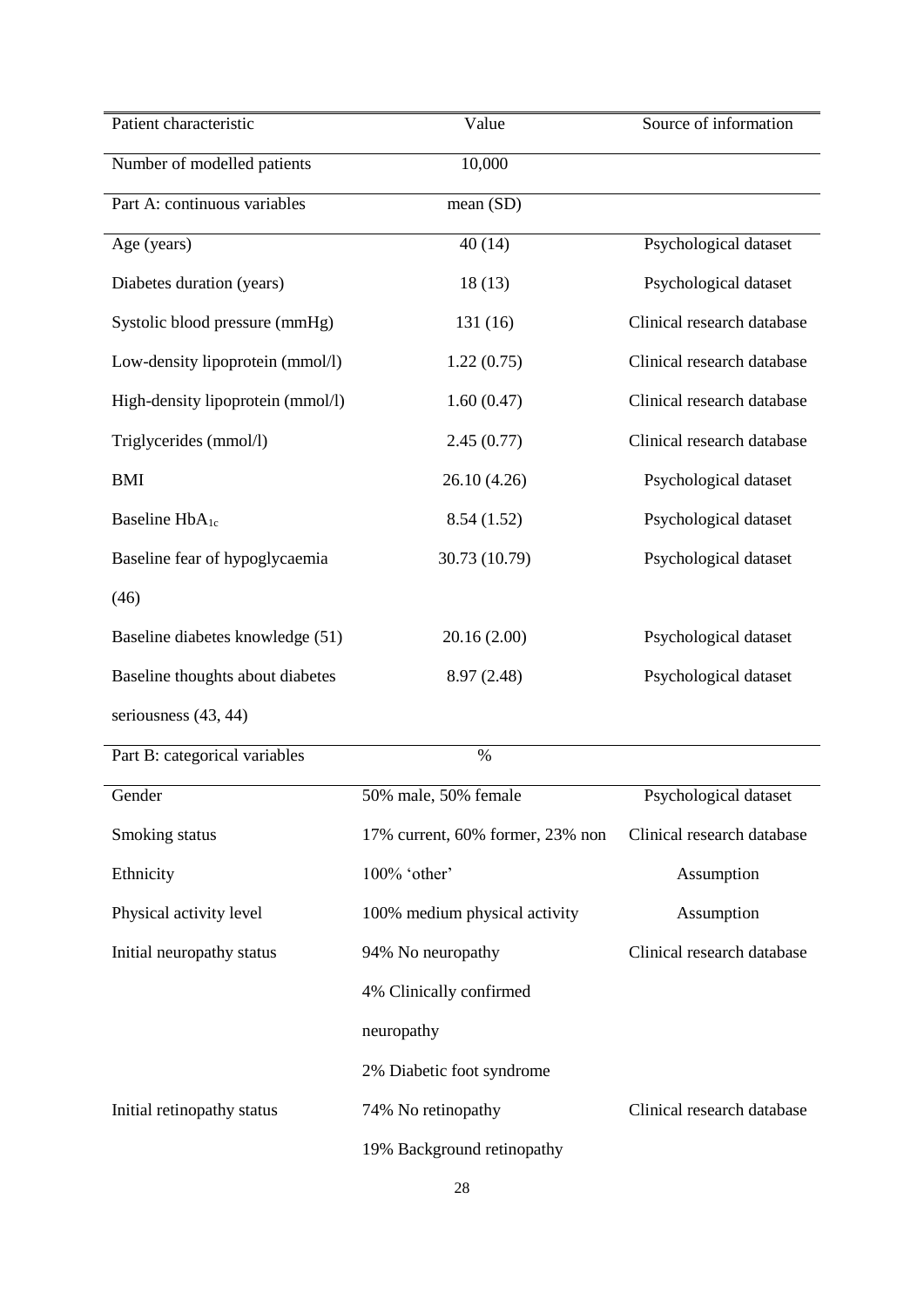| Patient characteristic | Value | Source of information |
|---|---|---|
| Number of modelled patients | 10,000 | |
| Part A: continuous variables | mean (SD) | |
| Age (years) | 40 (14) | Psychological dataset |
| Diabetes duration (years) | 18 (13) | Psychological dataset |
| Systolic blood pressure (mmHg) | 131 (16) | Clinical research database |
| Low-density lipoprotein (mmol/l) | 1.22 (0.75) | Clinical research database |
| High-density lipoprotein (mmol/l) | 1.60 (0.47) | Clinical research database |
| Triglycerides (mmol/l) | 2.45 (0.77) | Clinical research database |
| BMI | 26.10 (4.26) | Psychological dataset |
| Baseline $HbA_{1c}$ | 8.54 (1.52) | Psychological dataset |
| Baseline fear of hypoglycaemia (46) | 30.73 (10.79) | Psychological dataset |
| Baseline diabetes knowledge (51) | 20.16 (2.00) | Psychological dataset |
| Baseline thoughts about diabetes seriousness (43, 44) | 8.97 (2.48) | Psychological dataset |
| Part B: categorical variables | % | |
| Gender | 50% male, 50% female | Psychological dataset |
| Smoking status | 17% current, 60% former, 23% non | Clinical research database |
| Ethnicity | 100% 'other' | Assumption |
| Physical activity level | 100% medium physical activity | Assumption |
| Initial neuropathy status | 94% No neuropathy<br>4% Clinically confirmed neuropathy<br>2% Diabetic foot syndrome | Clinical research database |
| Initial retinopathy status | 74% No retinopathy<br>19% Background retinopathy | Clinical research database |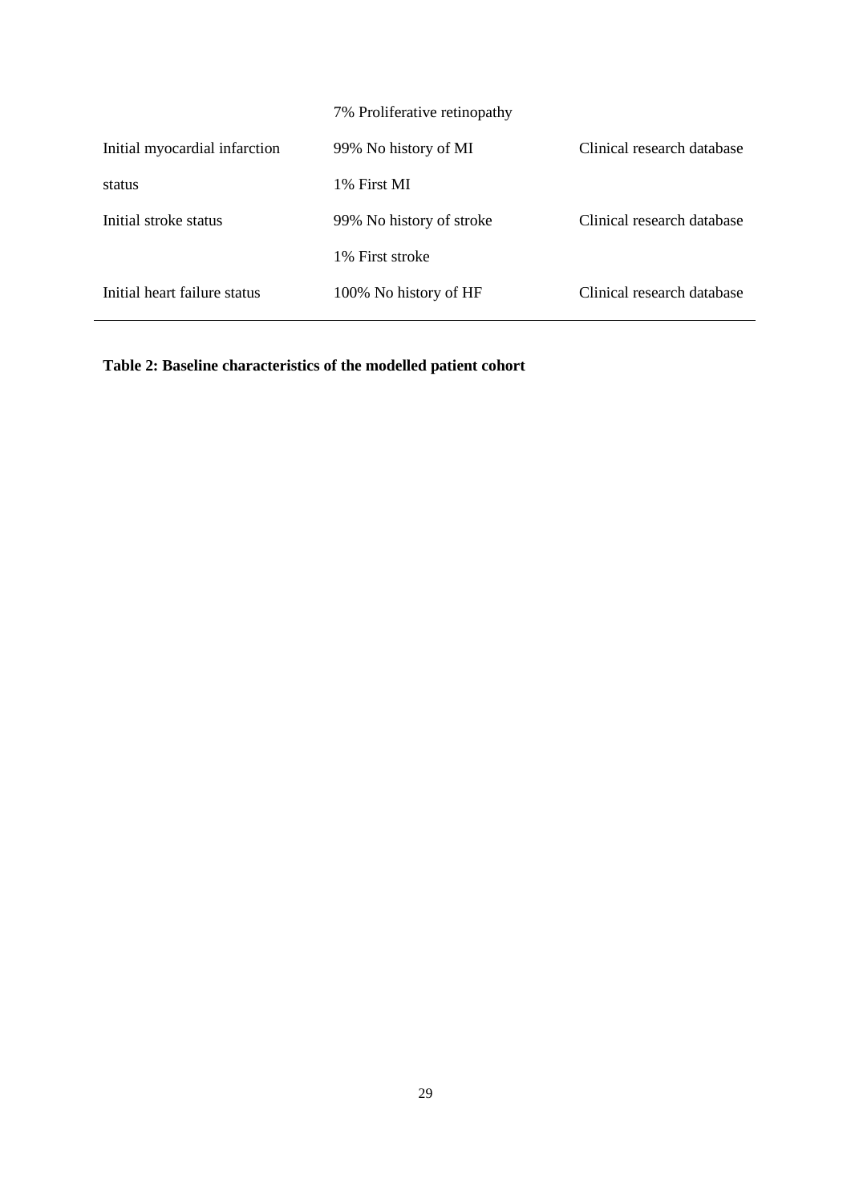| | | |
|---|---|---|
| | 7% Proliferative retinopathy | |
| Initial myocardial infarction status | 99% No history of MI<br>1% First MI | Clinical research database |
| Initial stroke status | 99% No history of stroke<br>1% First stroke | Clinical research database |
| Initial heart failure status | 100% No history of HF | Clinical research database |

**Table 2: Baseline characteristics of the modelled patient cohort**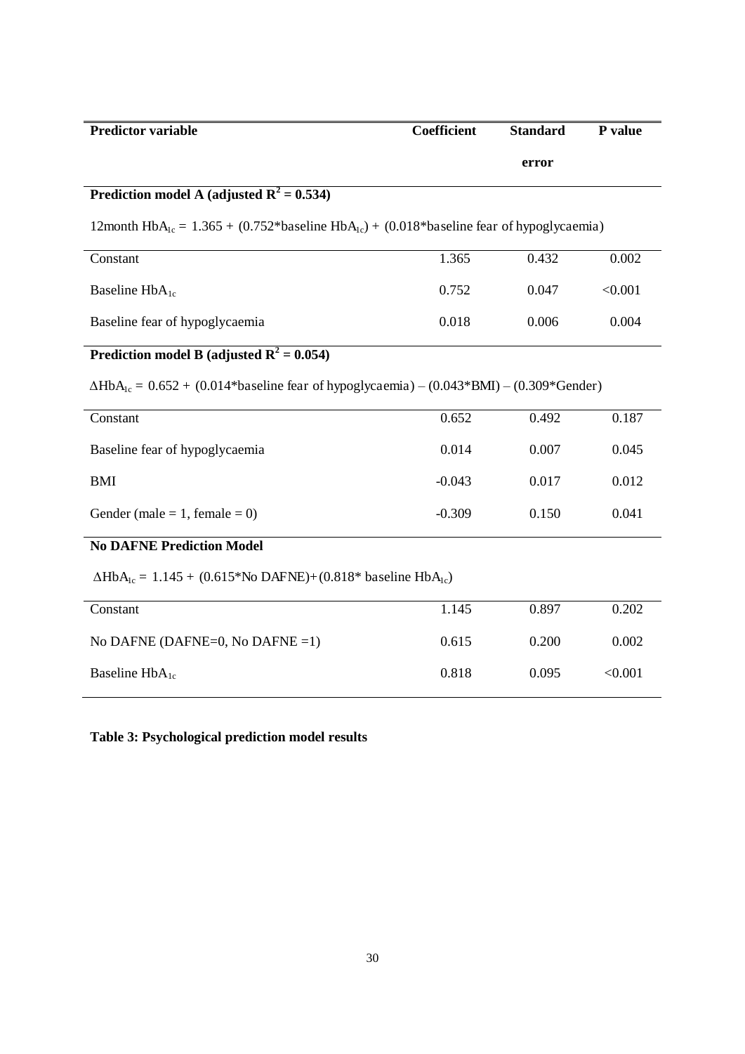| Predictor variable | Coefficient | Standard error | P value |
|---|---|---|---|
| **Prediction model A (adjusted $R^2 = 0.534$)** | | | |
| 12month $HbA_{1c} = 1.365 + (0.752 * \text{baseline } HbA_{1c}) + (0.018 * \text{baseline fear of hypoglycaemia})$ | | | |
| Constant | 1.365 | 0.432 | 0.002 |
| Baseline $HbA_{1c}$ | 0.752 | 0.047 | <0.001 |
| Baseline fear of hypoglycaemia | 0.018 | 0.006 | 0.004 |
| **Prediction model B (adjusted $R^2 = 0.054$)** | | | |
| $\Delta HbA_{1c} = 0.652 + (0.014 * \text{baseline fear of hypoglycaemia}) - (0.043 * \text{BMI}) - (0.309 * \text{Gender})$ | | | |
| Constant | 0.652 | 0.492 | 0.187 |
| Baseline fear of hypoglycaemia | 0.014 | 0.007 | 0.045 |
| BMI | -0.043 | 0.017 | 0.012 |
| Gender (male = 1, female = 0) | -0.309 | 0.150 | 0.041 |
| **No DAFNE Prediction Model** | | | |
| $\Delta HbA_{1c} = 1.145 + (0.615 * \text{No DAFNE}) + (0.818 * \text{baseline } HbA_{1c})$ | | | |
| Constant | 1.145 | 0.897 | 0.202 |
| No DAFNE (DAFNE=0, No DAFNE =1) | 0.615 | 0.200 | 0.002 |
| Baseline $HbA_{1c}$ | 0.818 | 0.095 | <0.001 |

**Table 3: Psychological prediction model results**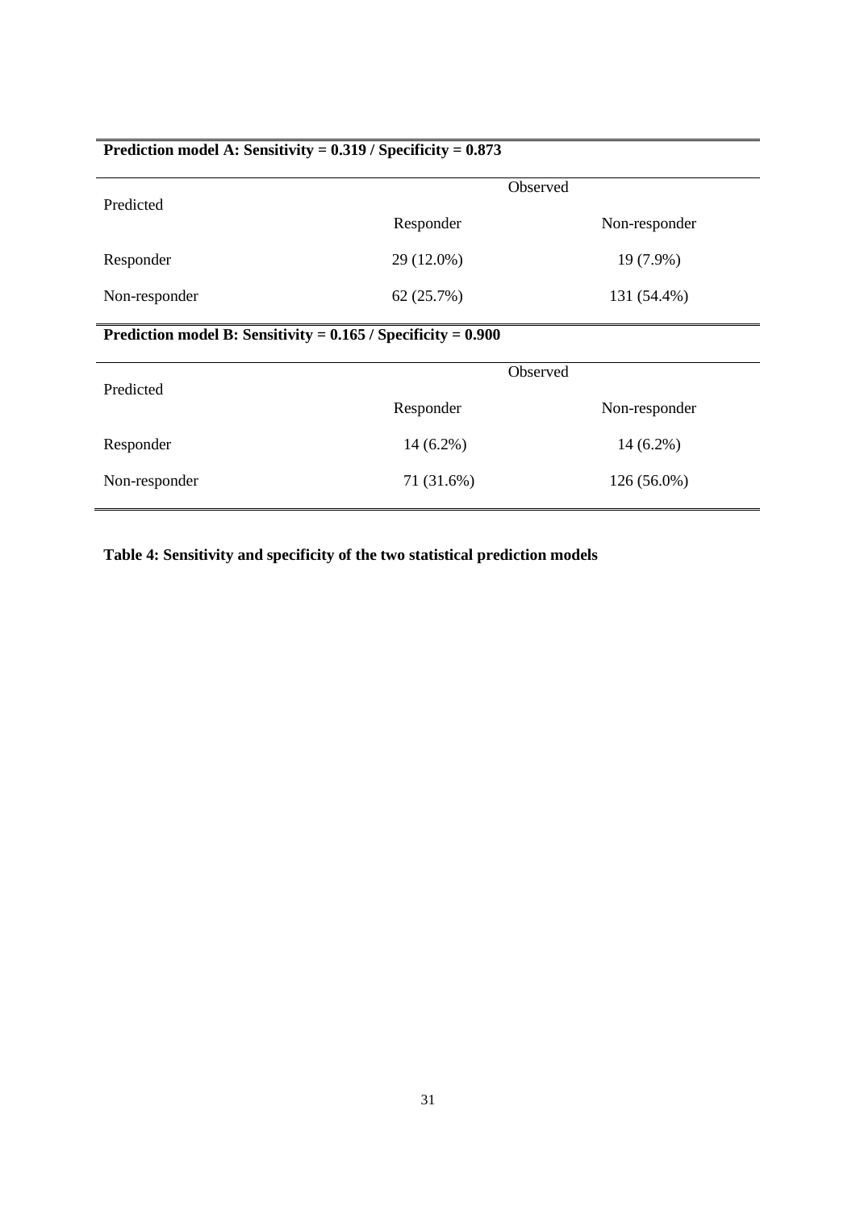**Prediction model A: Sensitivity = 0.319 / Specificity = 0.873**

| Predicted | Observed | |
|---|---|---|
| | Responder | Non-responder |
| Responder | 29 (12.0%) | 19 (7.9%) |
| Non-responder | 62 (25.7%) | 131 (54.4%) |

**Prediction model B: Sensitivity = 0.165 / Specificity = 0.900**

| Predicted | Observed | |
|---|---|---|
| | Responder | Non-responder |
| Responder | 14 (6.2%) | 14 (6.2%) |
| Non-responder | 71 (31.6%) | 126 (56.0%) |

**Table 4: Sensitivity and specificity of the two statistical prediction models**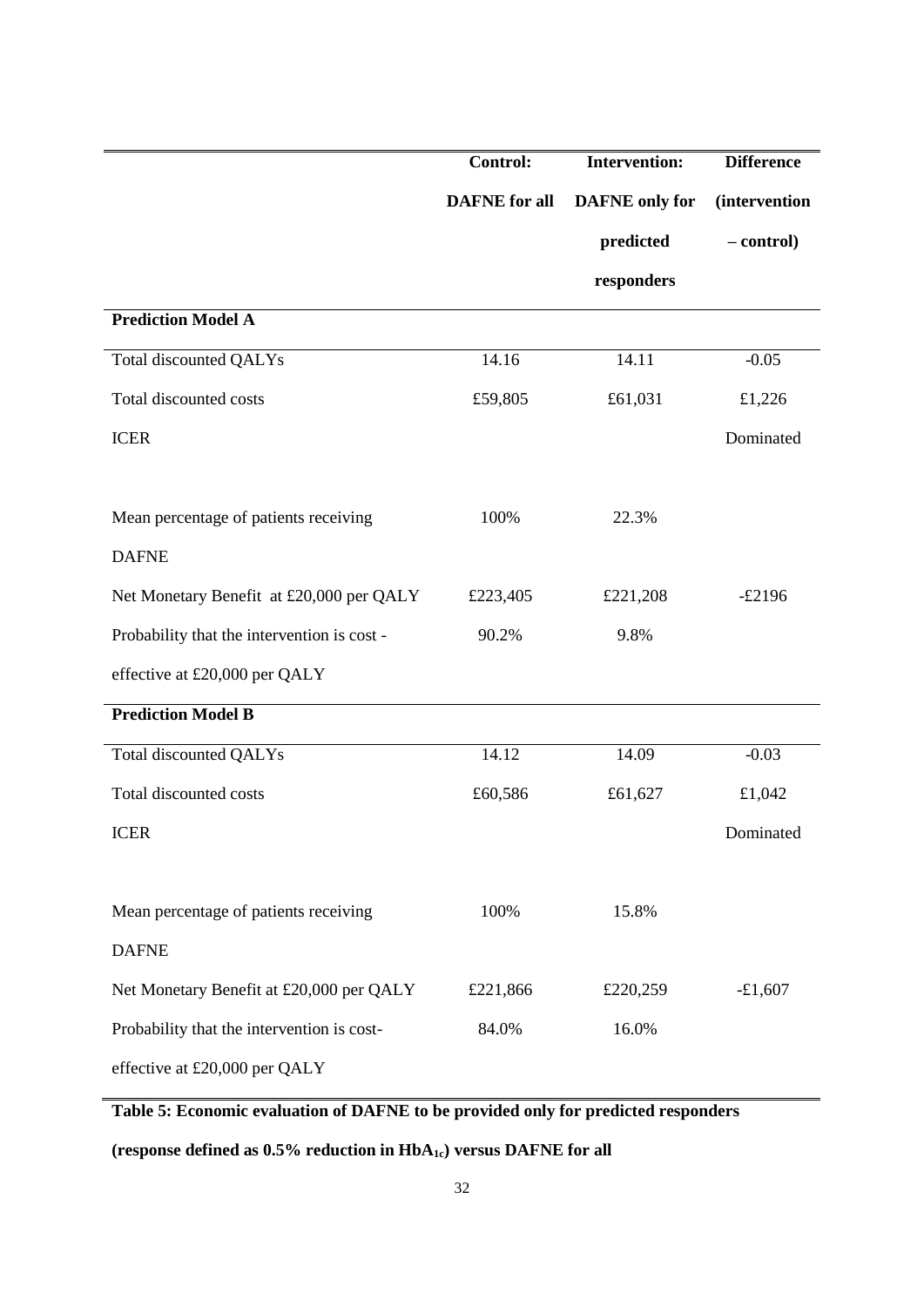| | Control: DAFNE for all | Intervention: DAFNE only for predicted responders | Difference (intervention – control) |
|---|---|---|---|
| **Prediction Model A** | | | |
| Total discounted QALYs | 14.16 | 14.11 | -0.05 |
| Total discounted costs | £59,805 | £61,031 | £1,226 |
| ICER | | | Dominated |
| Mean percentage of patients receiving DAFNE | 100% | 22.3% | |
| Net Monetary Benefit at £20,000 per QALY | £223,405 | £221,208 | -£2196 |
| Probability that the intervention is cost - effective at £20,000 per QALY | 90.2% | 9.8% | |
| **Prediction Model B** | | | |
| Total discounted QALYs | 14.12 | 14.09 | -0.03 |
| Total discounted costs | £60,586 | £61,627 | £1,042 |
| ICER | | | Dominated |
| Mean percentage of patients receiving DAFNE | 100% | 15.8% | |
| Net Monetary Benefit at £20,000 per QALY | £221,866 | £220,259 | -£1,607 |
| Probability that the intervention is cost-effective at £20,000 per QALY | 84.0% | 16.0% | |

**Table 5: Economic evaluation of DAFNE to be provided only for predicted responders (response defined as 0.5% reduction in $HbA_{1c}$) versus DAFNE for all**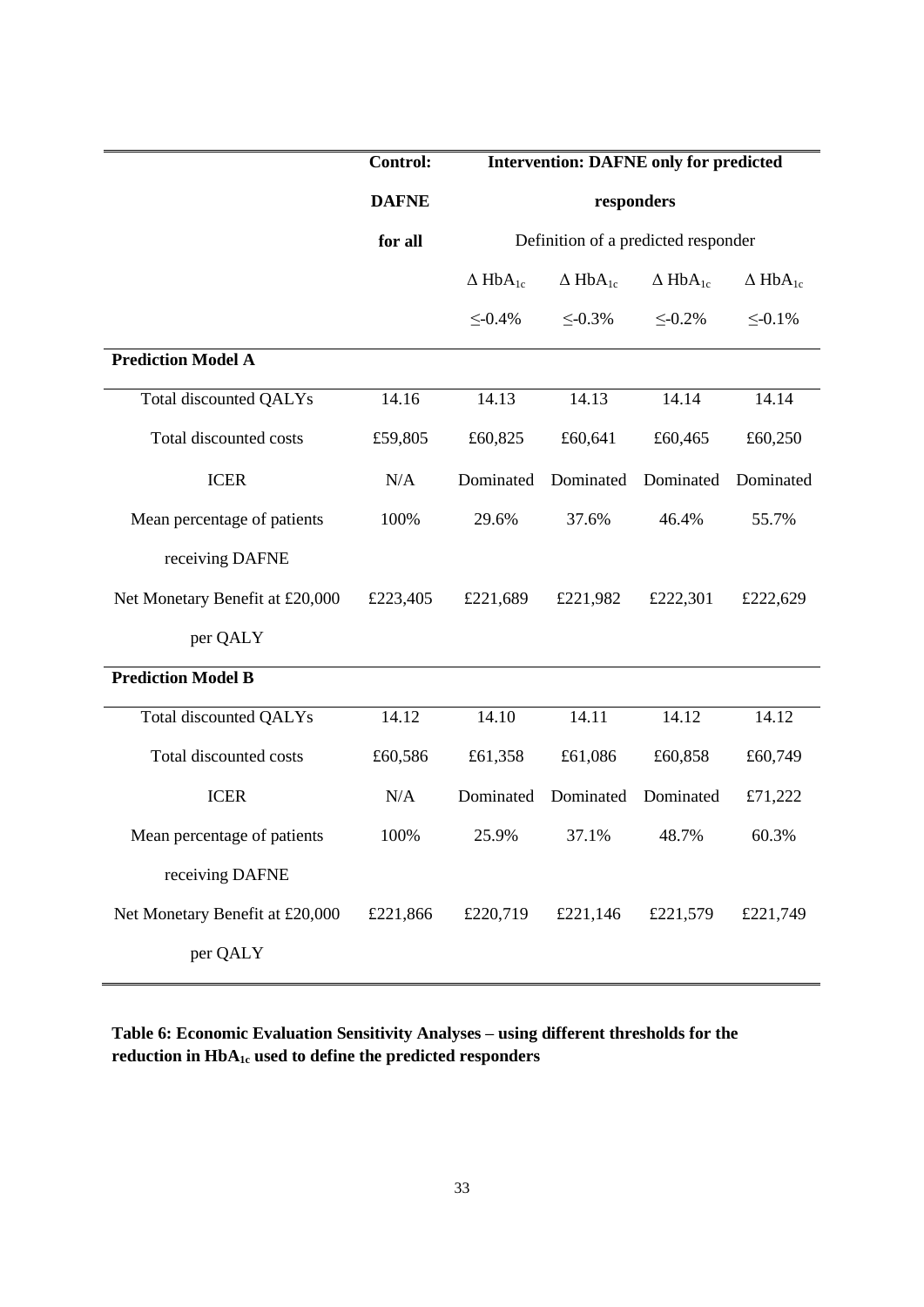| | Control: DAFNE for all | Intervention: DAFNE only for predicted responders | | | |
|---|---|---|---|---|---|
| | | Definition of a predicted responder | | | |
| | | $\Delta$ HbA$_{1c}$ $\leq$-0.4% | $\Delta$ HbA$_{1c}$ $\leq$-0.3% | $\Delta$ HbA$_{1c}$ $\leq$-0.2% | $\Delta$ HbA$_{1c}$ $\leq$-0.1% |
| **Prediction Model A** | | | | | |
| Total discounted QALYs | 14.16 | 14.13 | 14.13 | 14.14 | 14.14 |
| Total discounted costs | £59,805 | £60,825 | £60,641 | £60,465 | £60,250 |
| ICER | N/A | Dominated | Dominated | Dominated | Dominated |
| Mean percentage of patients receiving DAFNE | 100% | 29.6% | 37.6% | 46.4% | 55.7% |
| Net Monetary Benefit at £20,000 per QALY | £223,405 | £221,689 | £221,982 | £222,301 | £222,629 |
| **Prediction Model B** | | | | | |
| Total discounted QALYs | 14.12 | 14.10 | 14.11 | 14.12 | 14.12 |
| Total discounted costs | £60,586 | £61,358 | £61,086 | £60,858 | £60,749 |
| ICER | N/A | Dominated | Dominated | Dominated | £71,222 |
| Mean percentage of patients receiving DAFNE | 100% | 25.9% | 37.1% | 48.7% | 60.3% |
| Net Monetary Benefit at £20,000 per QALY | £221,866 | £220,719 | £221,146 | £221,579 | £221,749 |

**Table 6: Economic Evaluation Sensitivity Analyses – using different thresholds for the reduction in HbA$_{1c}$ used to define the predicted responders**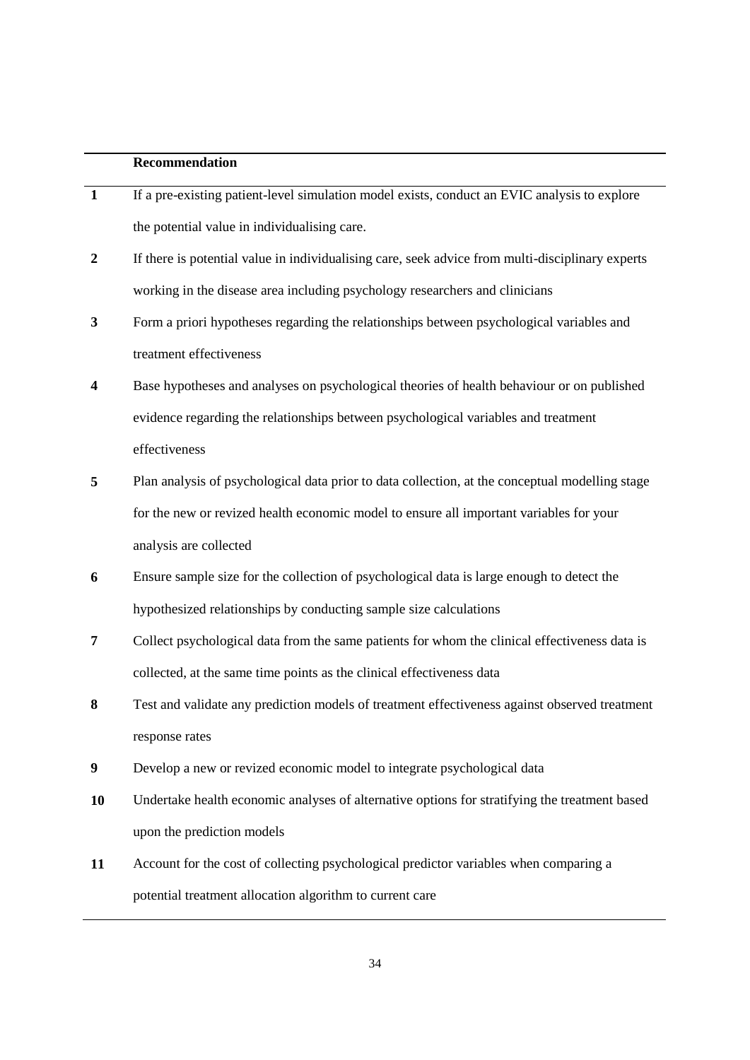| | Recommendation |
|---|---|
| **1** | If a pre-existing patient-level simulation model exists, conduct an EVIC analysis to explore the potential value in individualising care. |
| **2** | If there is potential value in individualising care, seek advice from multi-disciplinary experts working in the disease area including psychology researchers and clinicians |
| **3** | Form a priori hypotheses regarding the relationships between psychological variables and treatment effectiveness |
| **4** | Base hypotheses and analyses on psychological theories of health behaviour or on published evidence regarding the relationships between psychological variables and treatment effectiveness |
| **5** | Plan analysis of psychological data prior to data collection, at the conceptual modelling stage for the new or revized health economic model to ensure all important variables for your analysis are collected |
| **6** | Ensure sample size for the collection of psychological data is large enough to detect the hypothesized relationships by conducting sample size calculations |
| **7** | Collect psychological data from the same patients for whom the clinical effectiveness data is collected, at the same time points as the clinical effectiveness data |
| **8** | Test and validate any prediction models of treatment effectiveness against observed treatment response rates |
| **9** | Develop a new or revized economic model to integrate psychological data |
| **10** | Undertake health economic analyses of alternative options for stratifying the treatment based upon the prediction models |
| **11** | Account for the cost of collecting psychological predictor variables when comparing a potential treatment allocation algorithm to current care |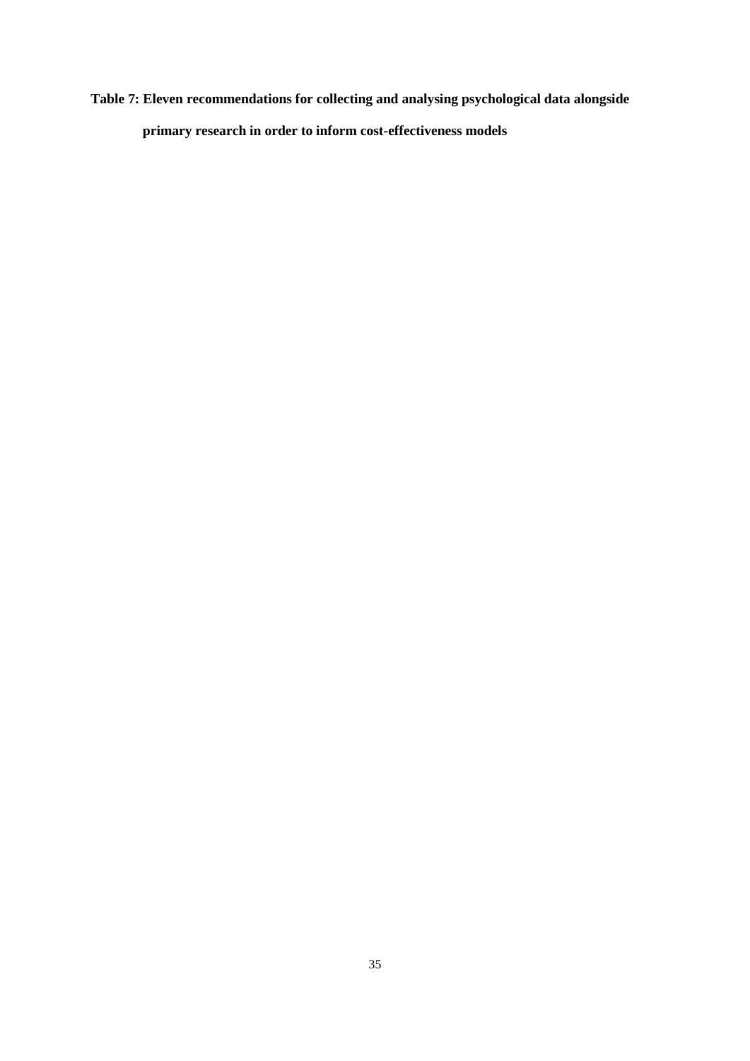**Table 7: Eleven recommendations for collecting and analysing psychological data alongside primary research in order to inform cost-effectiveness models**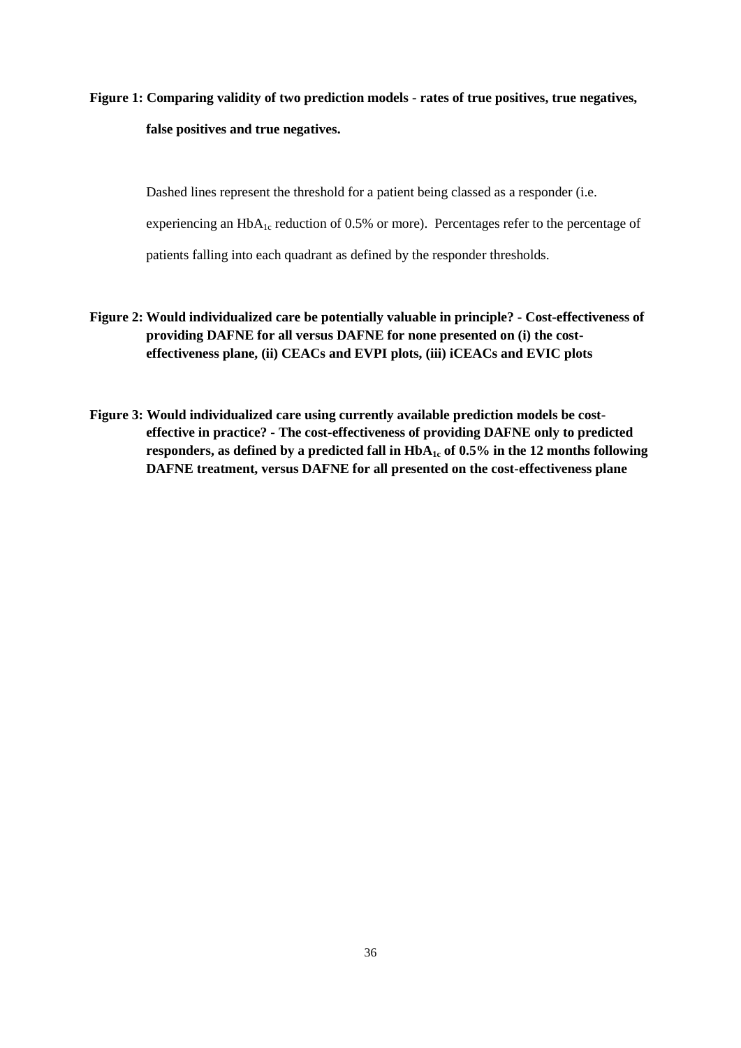**Figure 1: Comparing validity of two prediction models - rates of true positives, true negatives, false positives and true negatives.**

Dashed lines represent the threshold for a patient being classed as a responder (i.e. experiencing an $HbA_{1c}$ reduction of 0.5% or more). Percentages refer to the percentage of patients falling into each quadrant as defined by the responder thresholds.

**Figure 2: Would individualized care be potentially valuable in principle? - Cost-effectiveness of providing DAFNE for all versus DAFNE for none presented on (i) the cost-effectiveness plane, (ii) CEACs and EVPI plots, (iii) iCEACs and EVIC plots**

**Figure 3: Would individualized care using currently available prediction models be cost-effective in practice? - The cost-effectiveness of providing DAFNE only to predicted responders, as defined by a predicted fall in $HbA_{1c}$ of 0.5% in the 12 months following DAFNE treatment, versus DAFNE for all presented on the cost-effectiveness plane**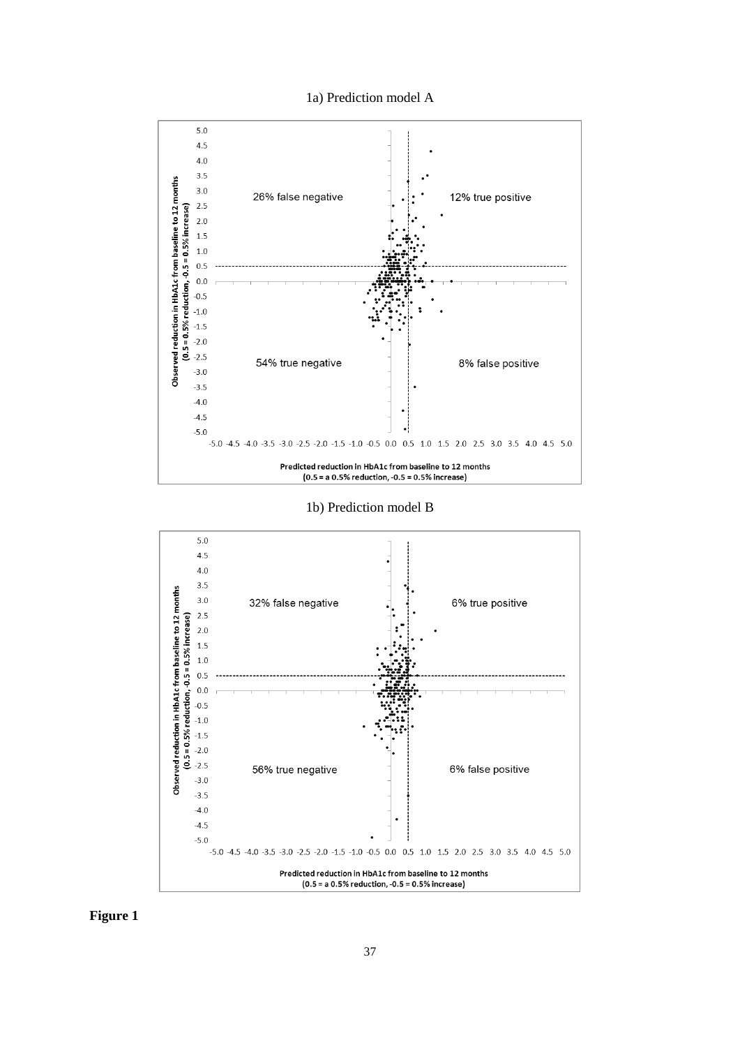1a) Prediction model A

Observed reduction in HbA1c from baseline to 12 months (0.5 = 0.5% reduction, -0.5 = 0.5% increase)

26% false negative

12% true positive

54% true negative

8% false positive

Predicted reduction in HbA1c from baseline to 12 months (0.5 = a 0.5% reduction, -0.5 = 0.5% increase)

1b) Prediction model B

Observed reduction in HbA1c from baseline to 12 months (0.5 = 0.5% reduction, -0.5 = 0.5% increase)

32% false negative

6% true positive

56% true negative

6% false positive

Predicted reduction in HbA1c from baseline to 12 months (0.5 = a 0.5% reduction, -0.5 = 0.5% increase)

**Figure 1**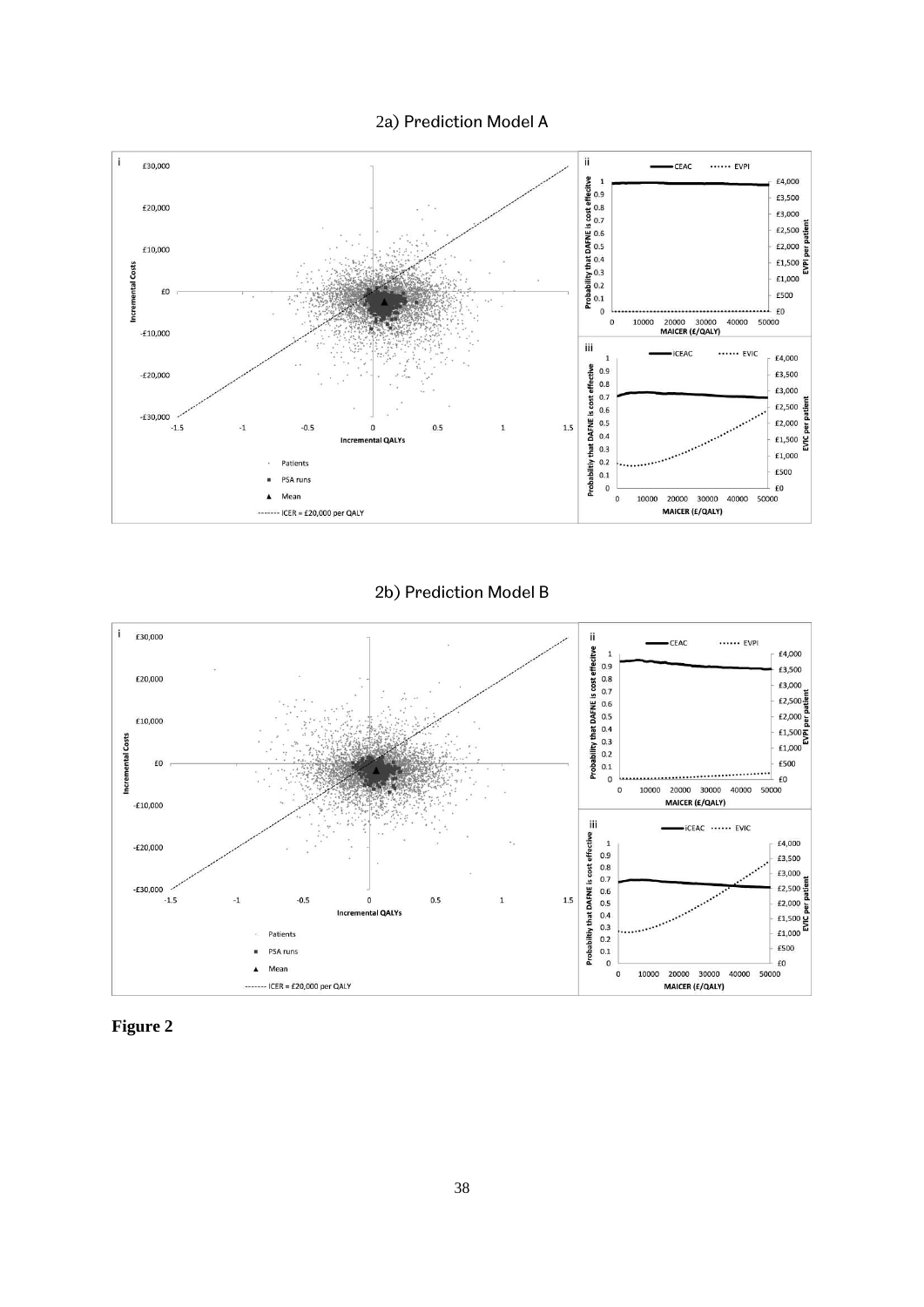2a) Prediction Model A

2b) Prediction Model B

**Figure 2**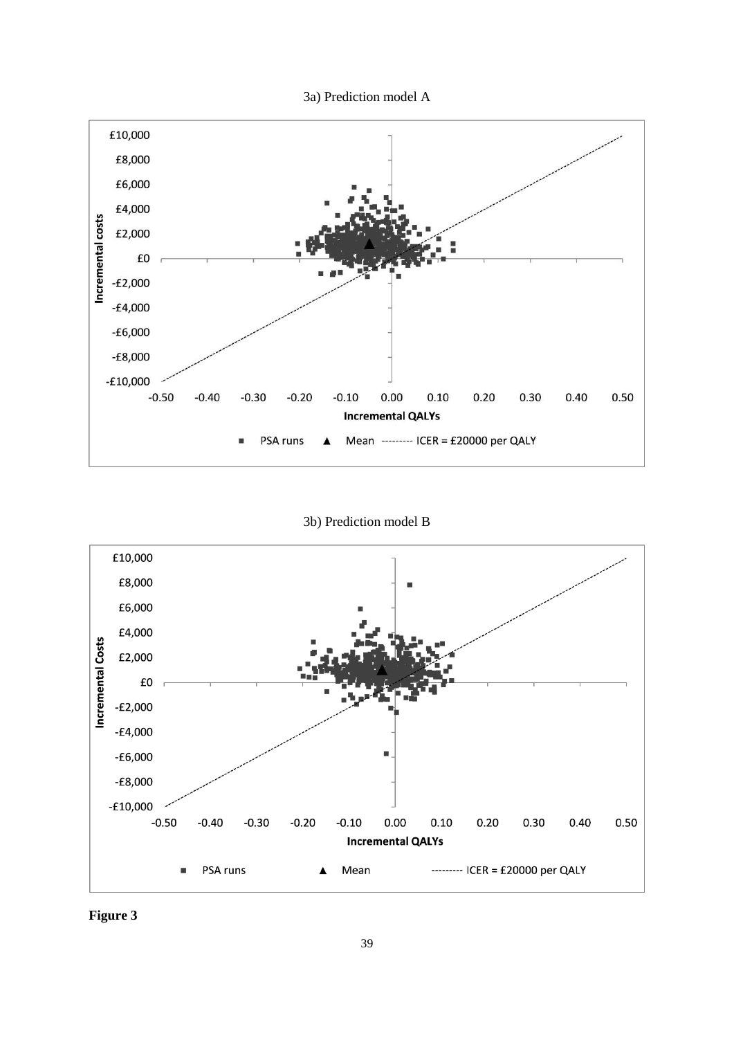3a) Prediction model A

£10,000
£8,000
£6,000
£4,000
£2,000
£0
-£2,000
-£4,000
-£6,000
-£8,000
-£10,000

Incremental costs

-0.50 -0.40 -0.30 -0.20 -0.10 0.00 0.10 0.20 0.30 0.40 0.50

Incremental QALYs

PSA runs ▲ Mean --------- ICER = £20000 per QALY

3b) Prediction model B

£10,000
£8,000
£6,000
£4,000
£2,000
£0
-£2,000
-£4,000
-£6,000
-£8,000
-£10,000

Incremental Costs

-0.50 -0.40 -0.30 -0.20 -0.10 0.00 0.10 0.20 0.30 0.40 0.50

Incremental QALYs

PSA runs ▲ Mean --------- ICER = £20000 per QALY

**Figure 3**